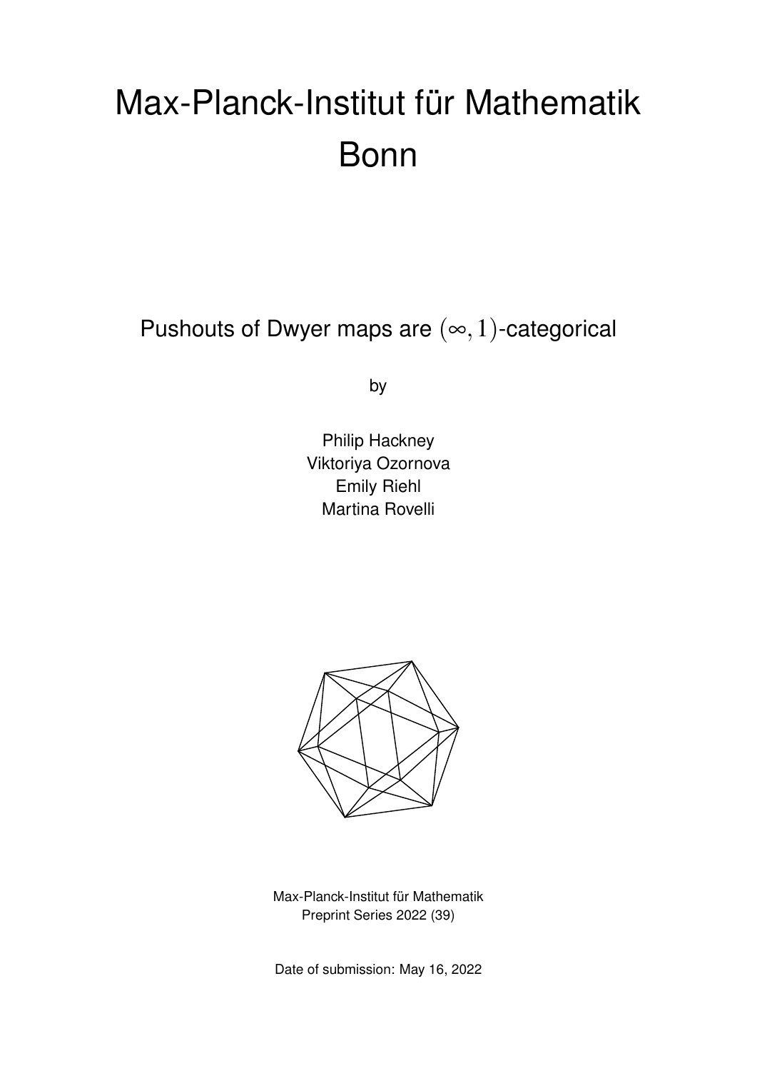# Max-Planck-Institut für Mathematik Bonn

## Pushouts of Dwyer maps are $(\infty, 1)$-categorical

by

Philip Hackney
Viktoriya Ozornova
Emily Riehl
Martina Rovelli

Max-Planck-Institut für Mathematik
Preprint Series 2022 (39)

Date of submission: May 16, 2022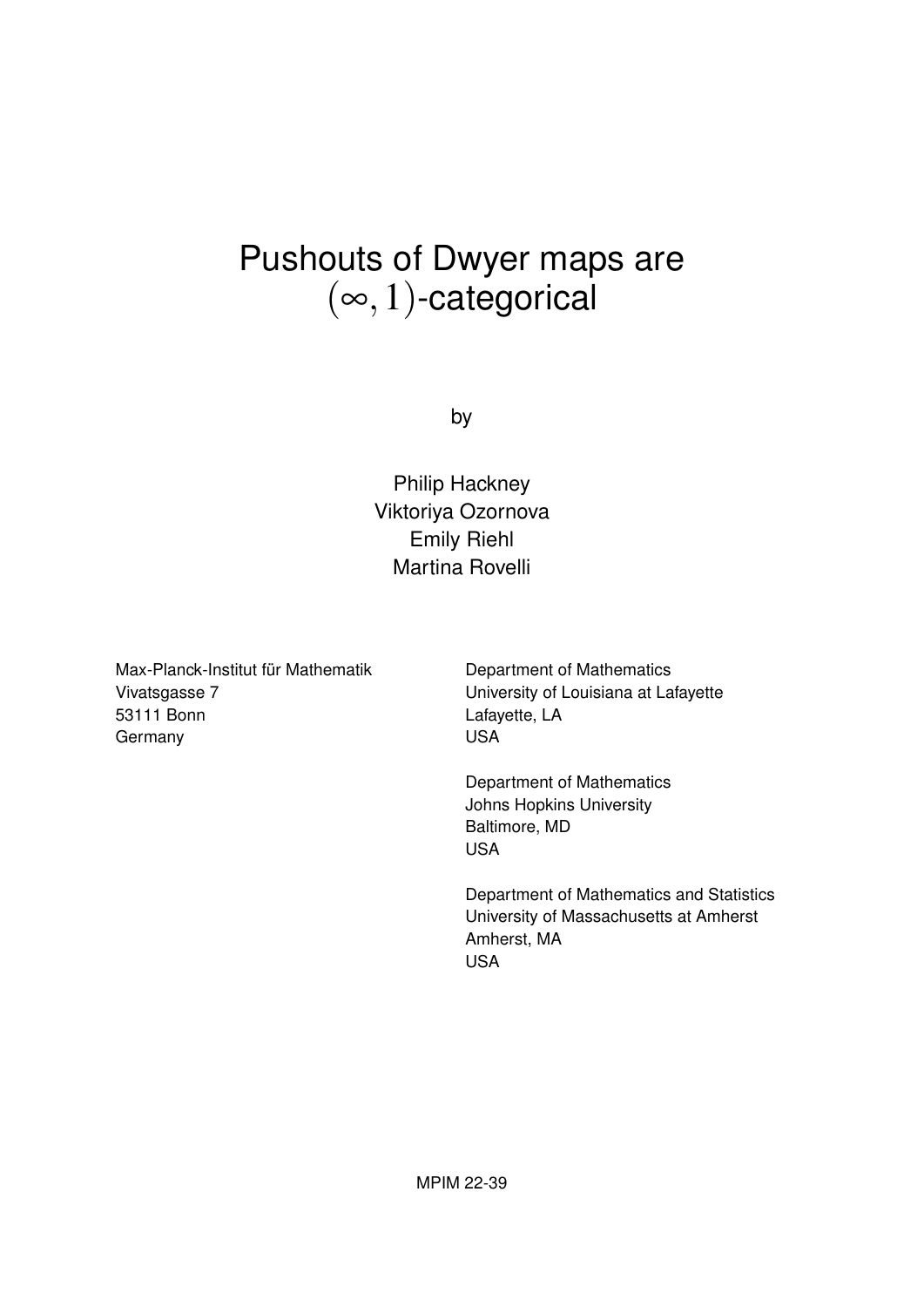# Pushouts of Dwyer maps are $(\infty, 1)$-categorical

by

Philip Hackney
Viktoriya Ozornova
Emily Riehl
Martina Rovelli

Max-Planck-Institut für Mathematik
Vivatsgasse 7
53111 Bonn
Germany

Department of Mathematics
University of Louisiana at Lafayette
Lafayette, LA
USA

Department of Mathematics
Johns Hopkins University
Baltimore, MD
USA

Department of Mathematics and Statistics
University of Massachusetts at Amherst
Amherst, MA
USA

MPIM 22-39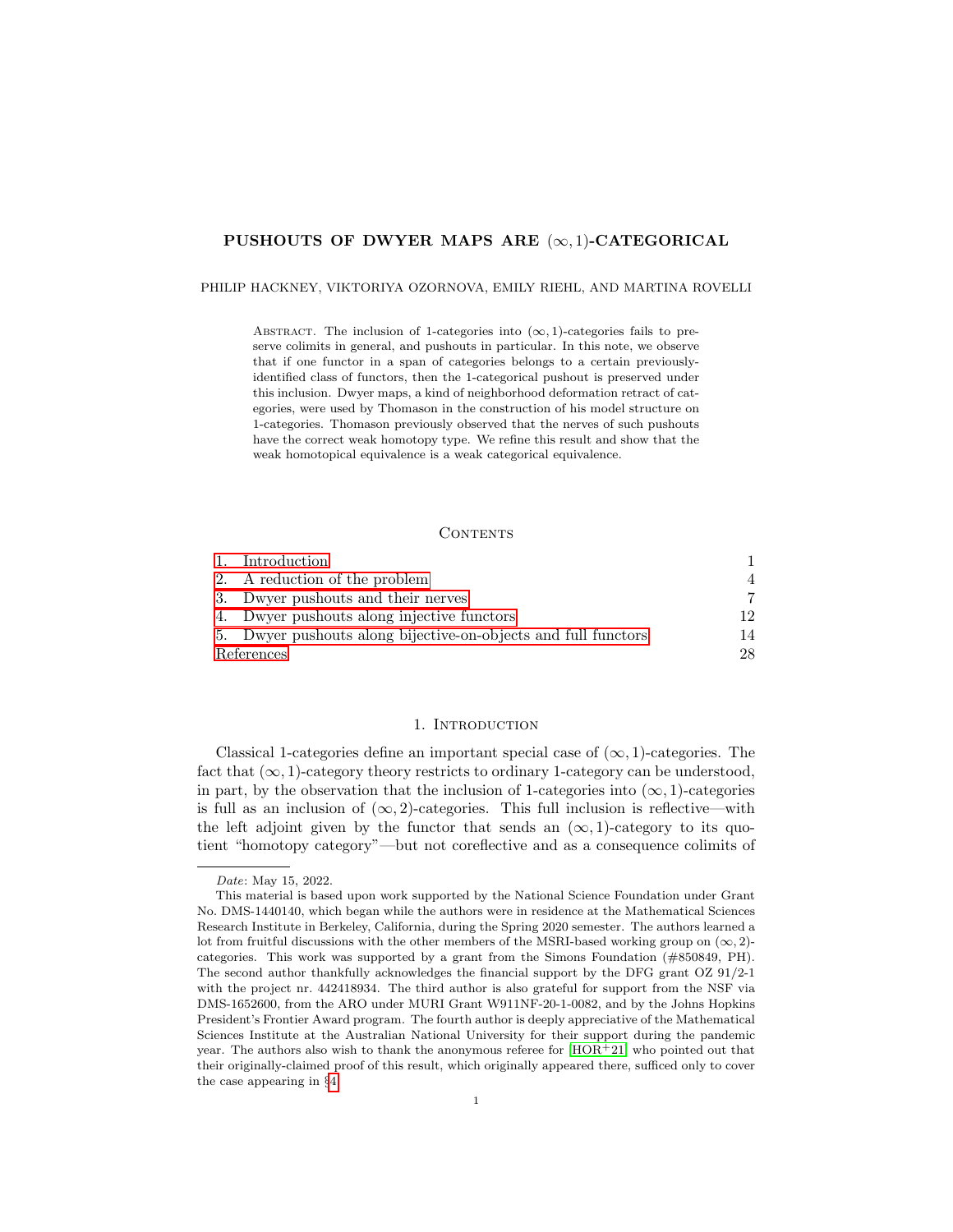# PUSHOUTS OF DWYER MAPS ARE $(\infty, 1)$-CATEGORICAL

PHILIP HACKNEY, VIKTORIYA OZORNOVA, EMILY RIEHL, AND MARTINA ROVELLI

ABSTRACT. The inclusion of 1-categories into $(\infty, 1)$-categories fails to preserve colimits in general, and pushouts in particular. In this note, we observe that if one functor in a span of categories belongs to a certain previously-identified class of functors, then the 1-categorical pushout is preserved under this inclusion. Dwyer maps, a kind of neighborhood deformation retract of categories, were used by Thomason in the construction of his model structure on 1-categories. Thomason previously observed that the nerves of such pushouts have the correct weak homotopy type. We refine this result and show that the weak homotopical equivalence is a weak categorical equivalence.

## CONTENTS

| | |
|---|---|
| 1. Introduction | 1 |
| 2. A reduction of the problem | 4 |
| 3. Dwyer pushouts and their nerves | 7 |
| 4. Dwyer pushouts along injective functors | 12 |
| 5. Dwyer pushouts along bijective-on-objects and full functors | 14 |
| References | 28 |

## 1. INTRODUCTION

Classical 1-categories define an important special case of $(\infty, 1)$-categories. The fact that $(\infty, 1)$-category theory restricts to ordinary 1-category can be understood, in part, by the observation that the inclusion of 1-categories into $(\infty, 1)$-categories is full as an inclusion of $(\infty, 2)$-categories. This full inclusion is reflective—with the left adjoint given by the functor that sends an $(\infty, 1)$-category to its quotient "homotopy category"—but not coreflective and as a consequence colimits of

---

*Date*: May 15, 2022.

This material is based upon work supported by the National Science Foundation under Grant No. DMS-1440140, which began while the authors were in residence at the Mathematical Sciences Research Institute in Berkeley, California, during the Spring 2020 semester. The authors learned a lot from fruitful discussions with the other members of the MSRI-based working group on $(\infty, 2)$-categories. This work was supported by a grant from the Simons Foundation (#850849, PH). The second author thankfully acknowledges the financial support by the DFG grant OZ 91/2-1 with the project nr. 442418934. The third author is also grateful for support from the NSF via DMS-1652600, from the ARO under MURI Grant W911NF-20-1-0082, and by the Johns Hopkins President's Frontier Award program. The fourth author is deeply appreciative of the Mathematical Sciences Institute at the Australian National University for their support during the pandemic year. The authors also wish to thank the anonymous referee for [HOR+21] who pointed out that their originally-claimed proof of this result, which originally appeared there, sufficed only to cover the case appearing in §4.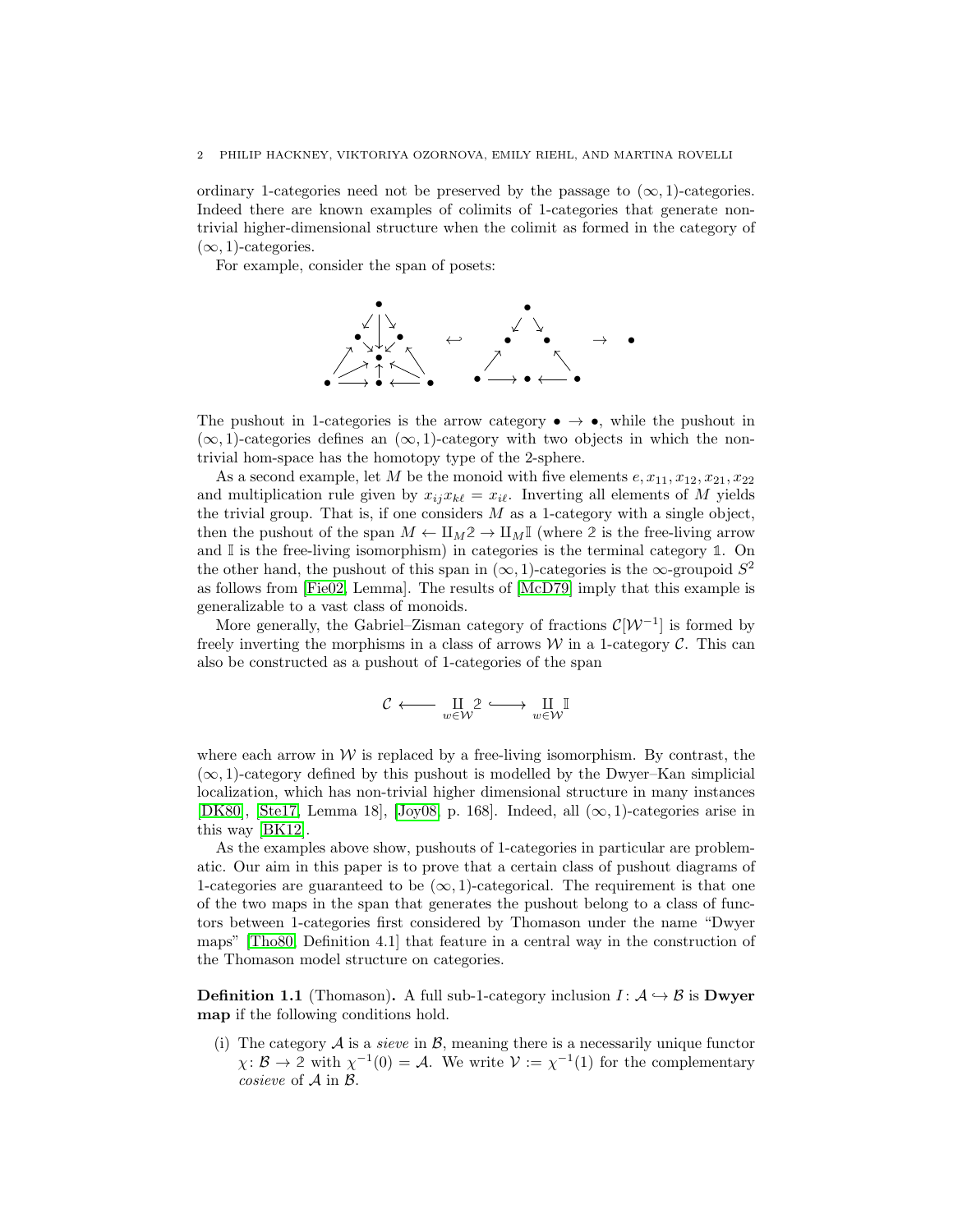ordinary 1-categories need not be preserved by the passage to $(\infty,1)$-categories. Indeed there are known examples of colimits of 1-categories that generate non-trivial higher-dimensional structure when the colimit as formed in the category of $(\infty,1)$-categories.

For example, consider the span of posets:

$$
\begin{array}{ccc}
\text{(poset diagram)} & \hookleftarrow \quad \text{(poset diagram)} \quad \to & \bullet
\end{array}
$$

The pushout in 1-categories is the arrow category $\bullet \to \bullet$, while the pushout in $(\infty,1)$-categories defines an $(\infty,1)$-category with two objects in which the non-trivial hom-space has the homotopy type of the 2-sphere.

As a second example, let $M$ be the monoid with five elements $e, x_{11}, x_{12}, x_{21}, x_{22}$ and multiplication rule given by $x_{ij}x_{k\ell} = x_{i\ell}$. Inverting all elements of $M$ yields the trivial group. That is, if one considers $M$ as a 1-category with a single object, then the pushout of the span $M \leftarrow \amalg_M \mathbb{2} \to \amalg_M \mathbb{I}$ (where $\mathbb{2}$ is the free-living arrow and $\mathbb{I}$ is the free-living isomorphism) in categories is the terminal category $\mathbb{1}$. On the other hand, the pushout of this span in $(\infty,1)$-categories is the $\infty$-groupoid $S^2$ as follows from [Fie02, Lemma]. The results of [McD79] imply that this example is generalizable to a vast class of monoids.

More generally, the Gabriel–Zisman category of fractions $\mathcal{C}[\mathcal{W}^{-1}]$ is formed by freely inverting the morphisms in a class of arrows $\mathcal{W}$ in a 1-category $\mathcal{C}$. This can also be constructed as a pushout of 1-categories of the span

$$
\mathcal{C} \longleftarrow \coprod_{w\in\mathcal{W}} \mathbb{2} \hookrightarrow \coprod_{w\in\mathcal{W}} \mathbb{I}
$$

where each arrow in $\mathcal{W}$ is replaced by a free-living isomorphism. By contrast, the $(\infty,1)$-category defined by this pushout is modelled by the Dwyer–Kan simplicial localization, which has non-trivial higher dimensional structure in many instances [DK80], [Ste17, Lemma 18], [Joy08, p. 168]. Indeed, all $(\infty,1)$-categories arise in this way [BK12].

As the examples above show, pushouts of 1-categories in particular are problematic. Our aim in this paper is to prove that a certain class of pushout diagrams of 1-categories are guaranteed to be $(\infty,1)$-categorical. The requirement is that one of the two maps in the span that generates the pushout belong to a class of functors between 1-categories first considered by Thomason under the name "Dwyer maps" [Tho80, Definition 4.1] that feature in a central way in the construction of the Thomason model structure on categories.

**Definition 1.1** (Thomason)**.** A full sub-1-category inclusion $I\colon \mathcal{A} \hookrightarrow \mathcal{B}$ is **Dwyer map** if the following conditions hold.

(i) The category $\mathcal{A}$ is a *sieve* in $\mathcal{B}$, meaning there is a necessarily unique functor $\chi\colon \mathcal{B} \to \mathbb{2}$ with $\chi^{-1}(0) = \mathcal{A}$. We write $\mathcal{V} := \chi^{-1}(1)$ for the complementary *cosieve* of $\mathcal{A}$ in $\mathcal{B}$.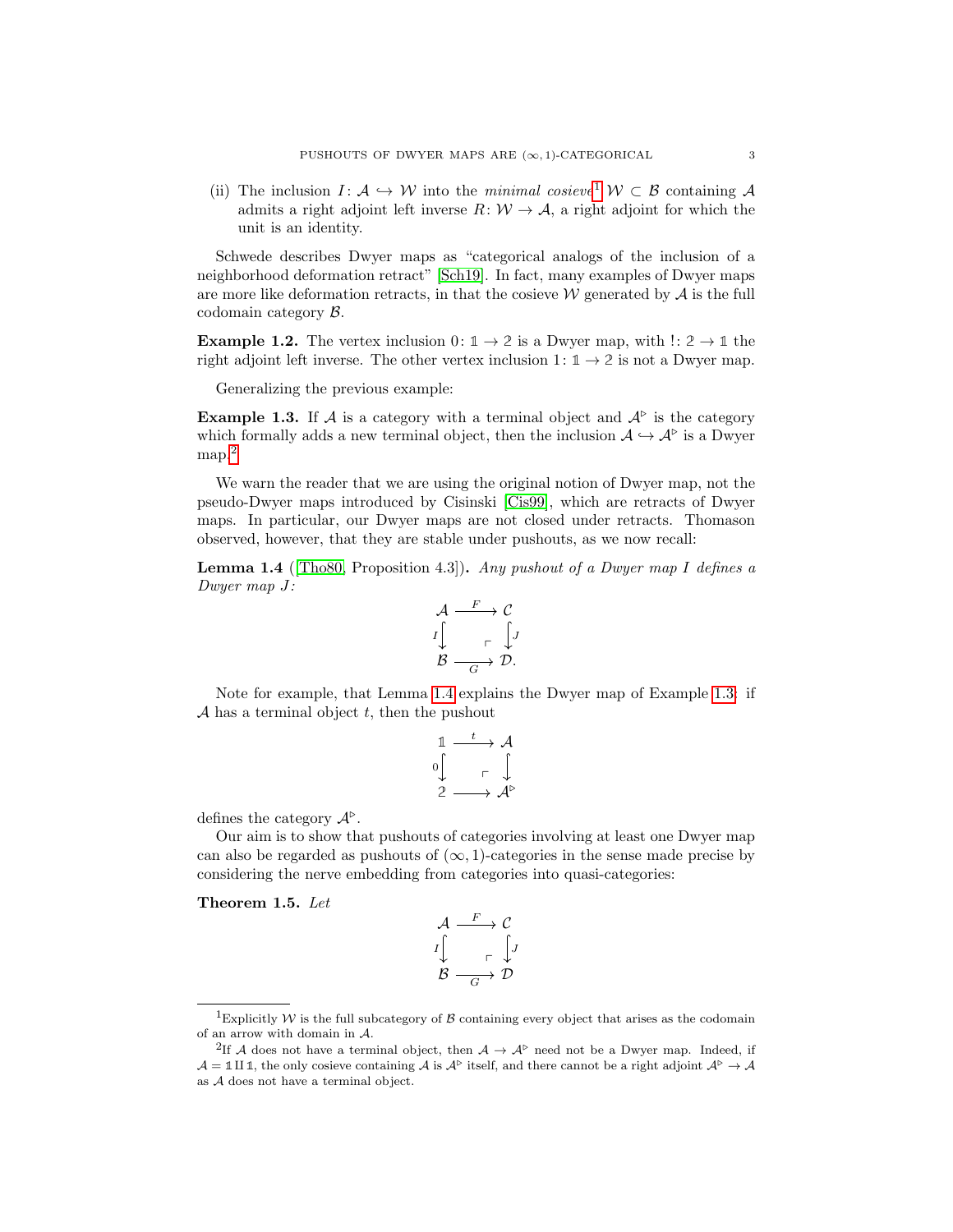(ii) The inclusion $I \colon \mathcal{A} \hookrightarrow \mathcal{W}$ into the *minimal cosieve*[1] $\mathcal{W} \subset \mathcal{B}$ containing $\mathcal{A}$ admits a right adjoint left inverse $R \colon \mathcal{W} \to \mathcal{A}$, a right adjoint for which the unit is an identity.

Schwede describes Dwyer maps as "categorical analogs of the inclusion of a neighborhood deformation retract" [Sch19]. In fact, many examples of Dwyer maps are more like deformation retracts, in that the cosieve $\mathcal{W}$ generated by $\mathcal{A}$ is the full codomain category $\mathcal{B}$.

**Example 1.2.** The vertex inclusion $0 \colon \mathbb{1} \to \mathbb{2}$ is a Dwyer map, with $! \colon \mathbb{2} \to \mathbb{1}$ the right adjoint left inverse. The other vertex inclusion $1 \colon \mathbb{1} \to \mathbb{2}$ is not a Dwyer map.

Generalizing the previous example:

**Example 1.3.** If $\mathcal{A}$ is a category with a terminal object and $\mathcal{A}^{\triangleright}$ is the category which formally adds a new terminal object, then the inclusion $\mathcal{A} \hookrightarrow \mathcal{A}^{\triangleright}$ is a Dwyer map.[2]

We warn the reader that we are using the original notion of Dwyer map, not the pseudo-Dwyer maps introduced by Cisinski [Cis99], which are retracts of Dwyer maps. In particular, our Dwyer maps are not closed under retracts. Thomason observed, however, that they are stable under pushouts, as we now recall:

**Lemma 1.4** ([Tho80, Proposition 4.3])**.** *Any pushout of a Dwyer map $I$ defines a Dwyer map $J$:*

$$\begin{array}{ccc} \mathcal{A} & \xrightarrow{F} & \mathcal{C} \\ {\scriptstyle I}\big\downarrow & \ulcorner & \big\downarrow{\scriptstyle J} \\ \mathcal{B} & \xrightarrow[G]{} & \mathcal{D}. \end{array}$$

Note for example, that Lemma 1.4 explains the Dwyer map of Example 1.3: if $\mathcal{A}$ has a terminal object $t$, then the pushout

$$\begin{array}{ccc} \mathbb{1} & \xrightarrow{t} & \mathcal{A} \\ {\scriptstyle 0}\big\downarrow & \ulcorner & \big\downarrow \\ \mathbb{2} & \longrightarrow & \mathcal{A}^{\triangleright} \end{array}$$

defines the category $\mathcal{A}^{\triangleright}$.

Our aim is to show that pushouts of categories involving at least one Dwyer map can also be regarded as pushouts of $(\infty,1)$-categories in the sense made precise by considering the nerve embedding from categories into quasi-categories:

**Theorem 1.5.** *Let*

$$\begin{array}{ccc} \mathcal{A} & \xrightarrow{F} & \mathcal{C} \\ {\scriptstyle I}\big\downarrow & \ulcorner & \big\downarrow{\scriptstyle J} \\ \mathcal{B} & \xrightarrow[G]{} & \mathcal{D} \end{array}$$

---

[1] Explicitly $\mathcal{W}$ is the full subcategory of $\mathcal{B}$ containing every object that arises as the codomain of an arrow with domain in $\mathcal{A}$.

[2] If $\mathcal{A}$ does not have a terminal object, then $\mathcal{A} \to \mathcal{A}^{\triangleright}$ need not be a Dwyer map. Indeed, if $\mathcal{A} = \mathbb{1} \amalg \mathbb{1}$, the only cosieve containing $\mathcal{A}$ is $\mathcal{A}^{\triangleright}$ itself, and there cannot be a right adjoint $\mathcal{A}^{\triangleright} \to \mathcal{A}$ as $\mathcal{A}$ does not have a terminal object.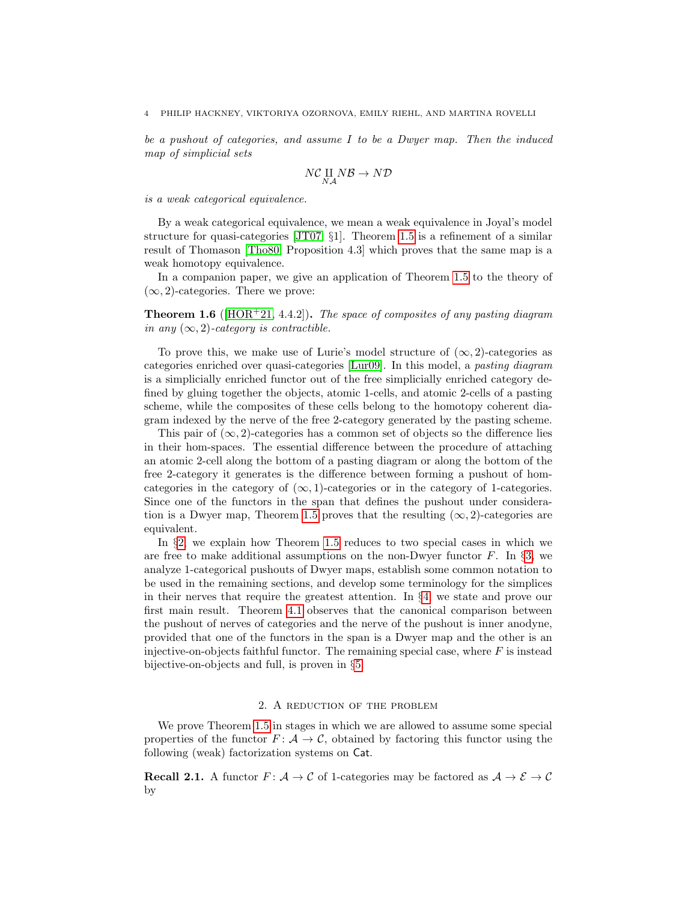*be a pushout of categories, and assume $I$ to be a Dwyer map. Then the induced map of simplicial sets*

$$N\mathcal{C} \coprod_{N\mathcal{A}} N\mathcal{B} \to N\mathcal{D}$$

*is a weak categorical equivalence.*

By a weak categorical equivalence, we mean a weak equivalence in Joyal's model structure for quasi-categories [JT07, §1]. Theorem 1.5 is a refinement of a similar result of Thomason [Tho80, Proposition 4.3] which proves that the same map is a weak homotopy equivalence.

In a companion paper, we give an application of Theorem 1.5 to the theory of $(\infty, 2)$-categories. There we prove:

**Theorem 1.6** ([HOR+21, 4.4.2])**.** *The space of composites of any pasting diagram in any $(\infty, 2)$-category is contractible.*

To prove this, we make use of Lurie's model structure of $(\infty, 2)$-categories as categories enriched over quasi-categories [Lur09]. In this model, a *pasting diagram* is a simplicially enriched functor out of the free simplicially enriched category defined by gluing together the objects, atomic 1-cells, and atomic 2-cells of a pasting scheme, while the composites of these cells belong to the homotopy coherent diagram indexed by the nerve of the free 2-category generated by the pasting scheme.

This pair of $(\infty, 2)$-categories has a common set of objects so the difference lies in their hom-spaces. The essential difference between the procedure of attaching an atomic 2-cell along the bottom of a pasting diagram or along the bottom of the free 2-category it generates is the difference between forming a pushout of hom-categories in the category of $(\infty, 1)$-categories or in the category of 1-categories. Since one of the functors in the span that defines the pushout under consideration is a Dwyer map, Theorem 1.5 proves that the resulting $(\infty, 2)$-categories are equivalent.

In §2, we explain how Theorem 1.5 reduces to two special cases in which we are free to make additional assumptions on the non-Dwyer functor $F$. In §3, we analyze 1-categorical pushouts of Dwyer maps, establish some common notation to be used in the remaining sections, and develop some terminology for the simplices in their nerves that require the greatest attention. In §4, we state and prove our first main result. Theorem 4.1 observes that the canonical comparison between the pushout of nerves of categories and the nerve of the pushout is inner anodyne, provided that one of the functors in the span is a Dwyer map and the other is an injective-on-objects faithful functor. The remaining special case, where $F$ is instead bijective-on-objects and full, is proven in §5.

## 2. A reduction of the problem

We prove Theorem 1.5 in stages in which we are allowed to assume some special properties of the functor $F\colon \mathcal{A} \to \mathcal{C}$, obtained by factoring this functor using the following (weak) factorization systems on $\mathsf{Cat}$.

**Recall 2.1.** A functor $F\colon \mathcal{A} \to \mathcal{C}$ of 1-categories may be factored as $\mathcal{A} \to \mathcal{E} \to \mathcal{C}$ by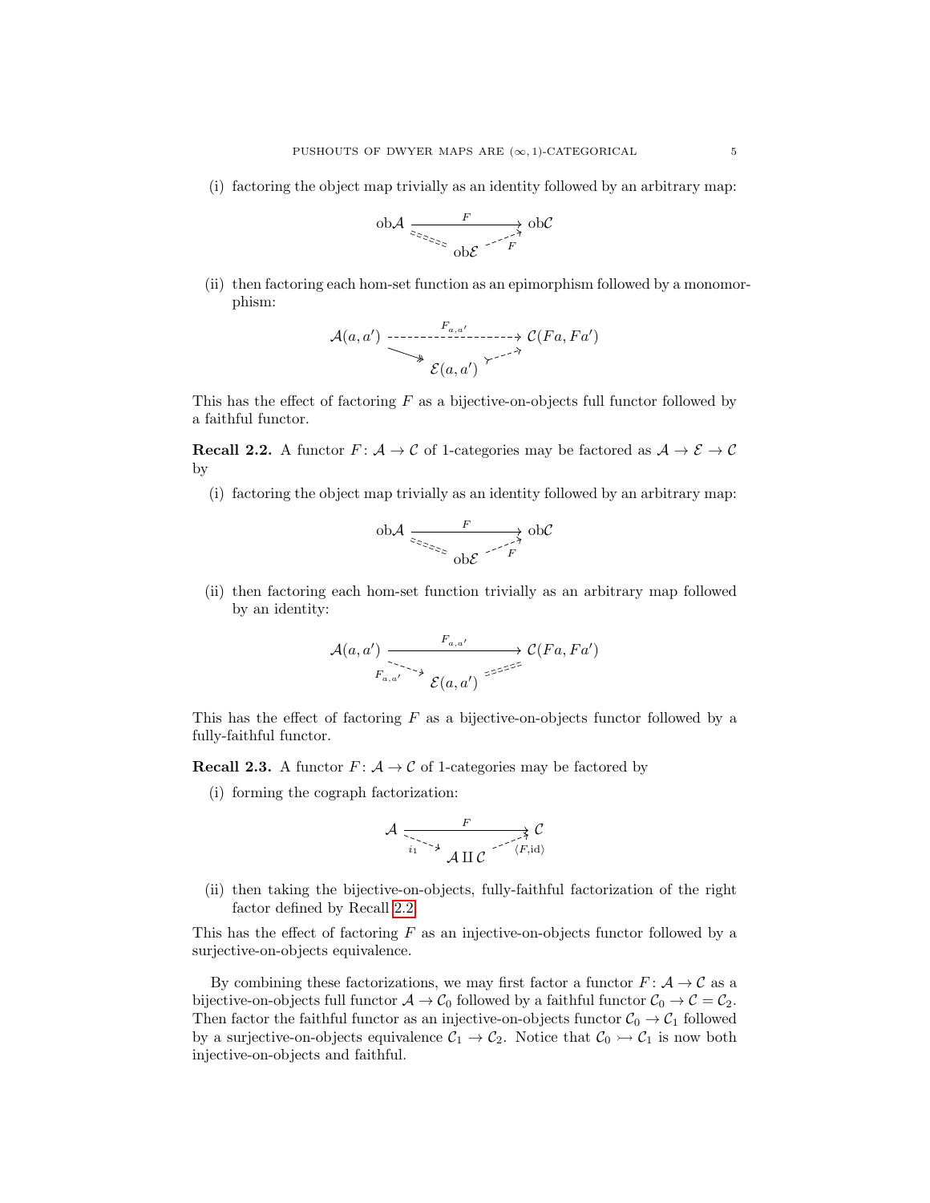(i) factoring the object map trivially as an identity followed by an arbitrary map:

$$\begin{array}{ccc} \mathrm{ob}\mathcal{A} & \xrightarrow{F} & \mathrm{ob}\mathcal{C} \\ & \searrow^{=} \quad \mathrm{ob}\mathcal{E} \quad \nearrow_{F} & \end{array}$$

(ii) then factoring each hom-set function as an epimorphism followed by a monomorphism:

$$\begin{array}{ccc} \mathcal{A}(a,a') & \xrightarrow{F_{a,a'}} & \mathcal{C}(Fa,Fa') \\ & \twoheadrightarrow \mathcal{E}(a,a') \rightarrowtail & \end{array}$$

This has the effect of factoring $F$ as a bijective-on-objects full functor followed by a faithful functor.

**Recall 2.2.** A functor $F\colon \mathcal{A} \to \mathcal{C}$ of 1-categories may be factored as $\mathcal{A} \to \mathcal{E} \to \mathcal{C}$ by

(i) factoring the object map trivially as an identity followed by an arbitrary map:

$$\begin{array}{ccc} \mathrm{ob}\mathcal{A} & \xrightarrow{F} & \mathrm{ob}\mathcal{C} \\ & \searrow^{=} \quad \mathrm{ob}\mathcal{E} \quad \nearrow_{F} & \end{array}$$

(ii) then factoring each hom-set function trivially as an arbitrary map followed by an identity:

$$\begin{array}{ccc} \mathcal{A}(a,a') & \xrightarrow{F_{a,a'}} & \mathcal{C}(Fa,Fa') \\ & \searrow_{F_{a,a'}} \quad \mathcal{E}(a,a') \quad \nearrow^{=} & \end{array}$$

This has the effect of factoring $F$ as a bijective-on-objects functor followed by a fully-faithful functor.

**Recall 2.3.** A functor $F\colon \mathcal{A} \to \mathcal{C}$ of 1-categories may be factored by

(i) forming the cograph factorization:

$$\begin{array}{ccc} \mathcal{A} & \xrightarrow{F} & \mathcal{C} \\ & \searrow_{i_1} \quad \mathcal{A} \amalg \mathcal{C} \quad \nearrow_{\langle F, \mathrm{id}\rangle} & \end{array}$$

(ii) then taking the bijective-on-objects, fully-faithful factorization of the right factor defined by Recall 2.2.

This has the effect of factoring $F$ as an injective-on-objects functor followed by a surjective-on-objects equivalence.

By combining these factorizations, we may first factor a functor $F\colon \mathcal{A} \to \mathcal{C}$ as a bijective-on-objects full functor $\mathcal{A} \to \mathcal{C}_0$ followed by a faithful functor $\mathcal{C}_0 \to \mathcal{C} = \mathcal{C}_2$. Then factor the faithful functor as an injective-on-objects functor $\mathcal{C}_0 \to \mathcal{C}_1$ followed by a surjective-on-objects equivalence $\mathcal{C}_1 \to \mathcal{C}_2$. Notice that $\mathcal{C}_0 \rightarrowtail \mathcal{C}_1$ is now both injective-on-objects and faithful.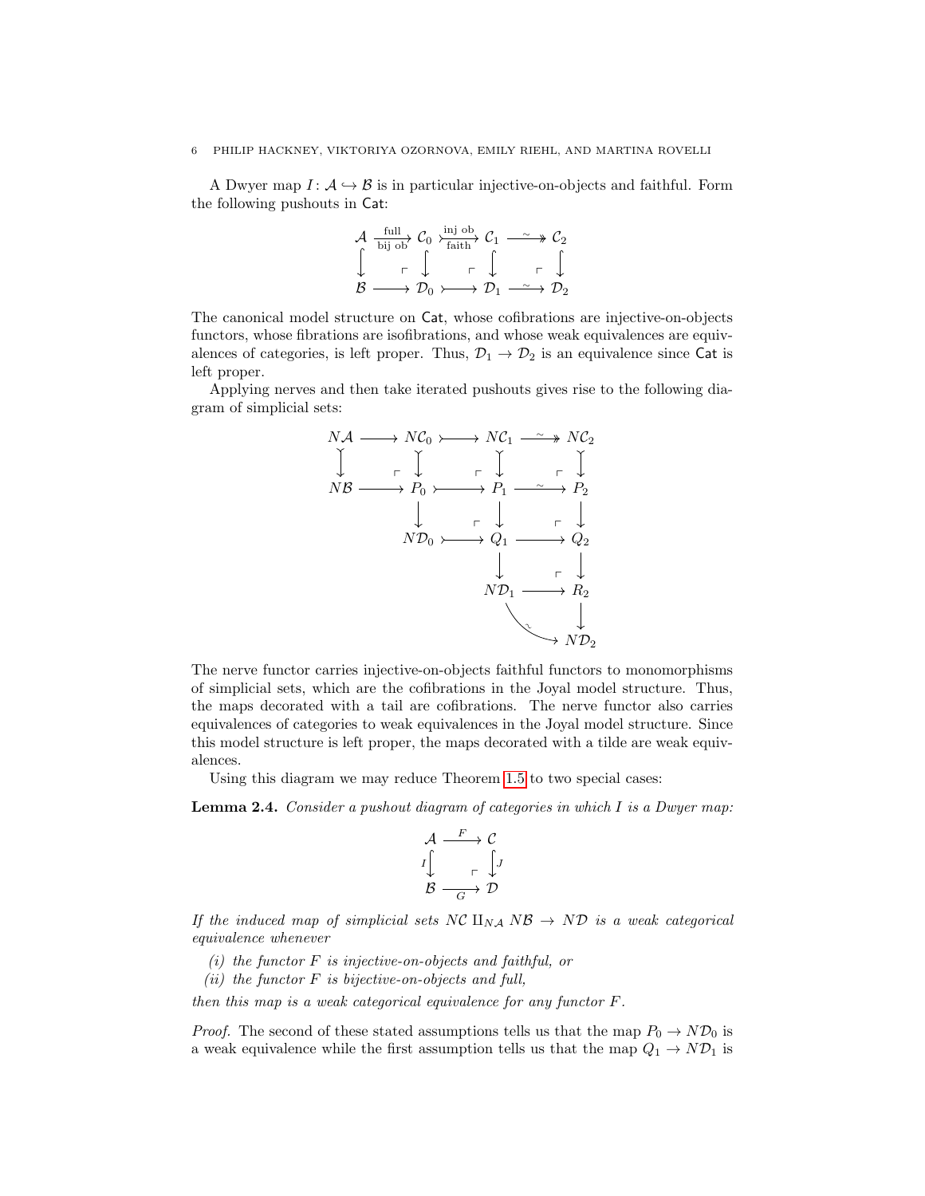A Dwyer map $I\colon \mathcal{A} \hookrightarrow \mathcal{B}$ is in particular injective-on-objects and faithful. Form the following pushouts in $\mathsf{Cat}$:

$$\begin{array}{ccccccc}
\mathcal{A} & \xrightarrow[\text{bij ob}]{\text{full}} & \mathcal{C}_0 & \xrightarrow[\text{faith}]{\text{inj ob}} & \mathcal{C}_1 & \xrightarrow{\sim} & \mathcal{C}_2 \\
\downarrow & \ulcorner & \downarrow & \ulcorner & \downarrow & \ulcorner & \downarrow \\
\mathcal{B} & \longrightarrow & \mathcal{D}_0 & \rightarrowtail & \mathcal{D}_1 & \xrightarrow{\sim} & \mathcal{D}_2
\end{array}$$

The canonical model structure on $\mathsf{Cat}$, whose cofibrations are injective-on-objects functors, whose fibrations are isofibrations, and whose weak equivalences are equivalences of categories, is left proper. Thus, $\mathcal{D}_1 \to \mathcal{D}_2$ is an equivalence since $\mathsf{Cat}$ is left proper.

Applying nerves and then take iterated pushouts gives rise to the following diagram of simplicial sets:

$$\begin{array}{ccccccc}
N\mathcal{A} & \longrightarrow & N\mathcal{C}_0 & \rightarrowtail & N\mathcal{C}_1 & \xrightarrow{\sim} & N\mathcal{C}_2 \\
\downarrow & \ulcorner & \downarrow & \ulcorner & \downarrow & \ulcorner & \downarrow \\
N\mathcal{B} & \longrightarrow & P_0 & \rightarrowtail & P_1 & \xrightarrow{\sim} & P_2 \\
 & & \downarrow & \ulcorner & \downarrow & \ulcorner & \downarrow \\
 & & N\mathcal{D}_0 & \rightarrowtail & Q_1 & \longrightarrow & Q_2 \\
 & & & & \downarrow & \ulcorner & \downarrow \\
 & & & & N\mathcal{D}_1 & \longrightarrow & R_2 \\
 & & & & & \searrow^{\sim} & \downarrow \\
 & & & & & & N\mathcal{D}_2
\end{array}$$

The nerve functor carries injective-on-objects faithful functors to monomorphisms of simplicial sets, which are the cofibrations in the Joyal model structure. Thus, the maps decorated with a tail are cofibrations. The nerve functor also carries equivalences of categories to weak equivalences in the Joyal model structure. Since this model structure is left proper, the maps decorated with a tilde are weak equivalences.

Using this diagram we may reduce Theorem 1.5 to two special cases:

**Lemma 2.4.** *Consider a pushout diagram of categories in which $I$ is a Dwyer map:*

$$\begin{array}{ccc}
\mathcal{A} & \xrightarrow{F} & \mathcal{C} \\
{\scriptstyle I}\downarrow & \ulcorner & \downarrow{\scriptstyle J} \\
\mathcal{B} & \xrightarrow[G]{} & \mathcal{D}
\end{array}$$

*If the induced map of simplicial sets $N\mathcal{C} \amalg_{N\mathcal{A}} N\mathcal{B} \to N\mathcal{D}$ is a weak categorical equivalence whenever*

*(i) the functor $F$ is injective-on-objects and faithful, or*
*(ii) the functor $F$ is bijective-on-objects and full,*

*then this map is a weak categorical equivalence for any functor $F$.*

*Proof.* The second of these stated assumptions tells us that the map $P_0 \to N\mathcal{D}_0$ is a weak equivalence while the first assumption tells us that the map $Q_1 \to N\mathcal{D}_1$ is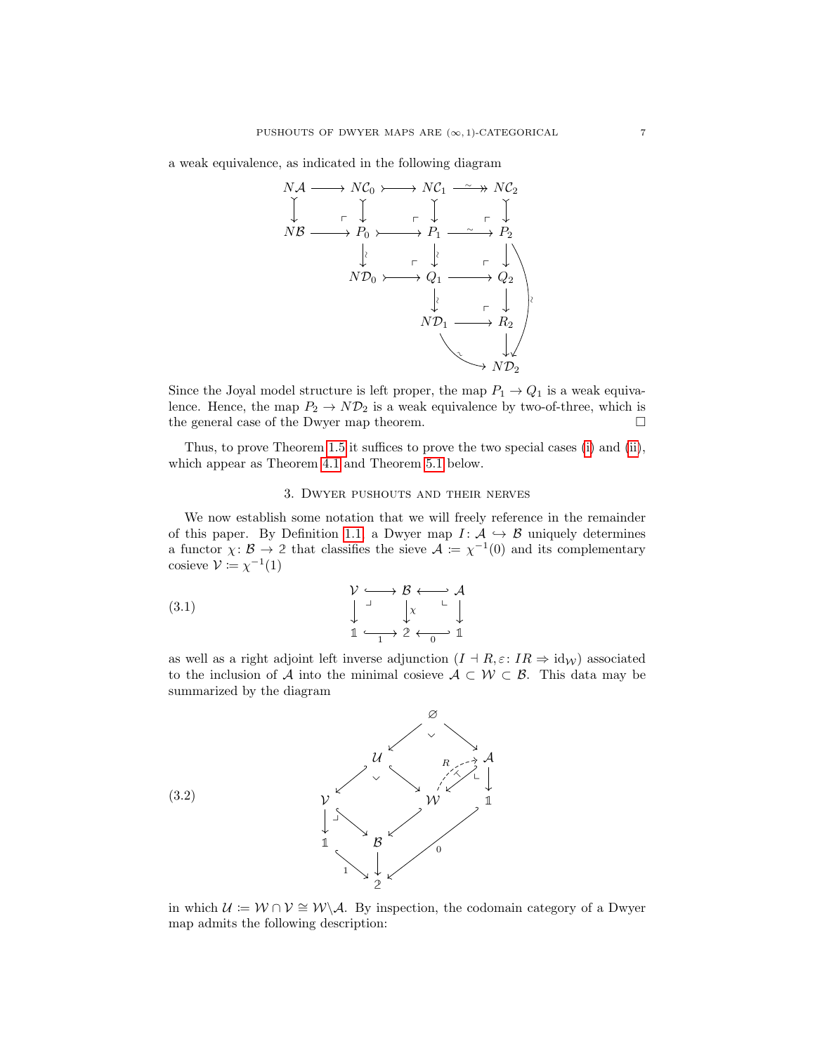a weak equivalence, as indicated in the following diagram

$$
\begin{array}{ccccccc}
N\mathcal{A} & \longrightarrow & N\mathcal{C}_0 & \rightarrowtail & N\mathcal{C}_1 & \overset{\sim}{\twoheadrightarrow} & N\mathcal{C}_2 \\
\downarrow & & \downarrow & & \downarrow & & \downarrow \\
N\mathcal{B} & \longrightarrow & P_0 & \rightarrowtail & P_1 & \overset{\sim}{\longrightarrow} & P_2 \\
 & & \downarrow \wr & & \downarrow \wr & & \downarrow \\
 & & N\mathcal{D}_0 & \rightarrowtail & Q_1 & \longrightarrow & Q_2 \\
 & & & & \downarrow \wr & & \downarrow \\
 & & & & N\mathcal{D}_1 & \longrightarrow & R_2 \\
 & & & & & & \downarrow \\
 & & & & & & N\mathcal{D}_2
\end{array}
$$

Since the Joyal model structure is left proper, the map $P_1 \to Q_1$ is a weak equivalence. Hence, the map $P_2 \to N\mathcal{D}_2$ is a weak equivalence by two-of-three, which is the general case of the Dwyer map theorem. □

Thus, to prove Theorem 1.5 it suffices to prove the two special cases (i) and (ii), which appear as Theorem 4.1 and Theorem 5.1 below.

## 3. Dwyer pushouts and their nerves

We now establish some notation that we will freely reference in the remainder of this paper. By Definition 1.1, a Dwyer map $I\colon \mathcal{A} \hookrightarrow \mathcal{B}$ uniquely determines a functor $\chi\colon \mathcal{B} \to 2$ that classifies the sieve $\mathcal{A} := \chi^{-1}(0)$ and its complementary cosieve $\mathcal{V} := \chi^{-1}(1)$

$$
\begin{array}{ccccc}
\mathcal{V} & \hookrightarrow & \mathcal{B} & \hookleftarrow & \mathcal{A} \\
\downarrow & \lrcorner & \downarrow \chi & \llcorner & \downarrow \\
\mathbb{1} & \underset{1}{\hookrightarrow} & 2 & \underset{0}{\hookleftarrow} & \mathbb{1}
\end{array} \tag{3.1}
$$

as well as a right adjoint left inverse adjunction $(I \dashv R, \varepsilon\colon IR \Rightarrow \mathrm{id}_{\mathcal{W}})$ associated to the inclusion of $\mathcal{A}$ into the minimal cosieve $\mathcal{A} \subset \mathcal{W} \subset \mathcal{B}$. This data may be summarized by the diagram

$$
\begin{array}{ccccccc}
 & & & \varnothing & & & \\
 & & \swarrow & & \searrow & & \\
 & & \mathcal{U} & & & & \mathcal{A} \\
 & \swarrow & & \searrow & & \overset{R}{\dashleftarrow}\ \swarrow & \downarrow \\
\mathcal{V} & & & & \mathcal{W} & & \mathbb{1} \\
\downarrow & \searrow & & \swarrow & & & \\
\mathbb{1} & & \mathcal{B} & & & \swarrow_{0} & \\
 & \searrow_{1} & \downarrow & & & & \\
 & & 2 & & & &
\end{array} \tag{3.2}
$$

in which $\mathcal{U} := \mathcal{W} \cap \mathcal{V} \cong \mathcal{W} \backslash \mathcal{A}$. By inspection, the codomain category of a Dwyer map admits the following description: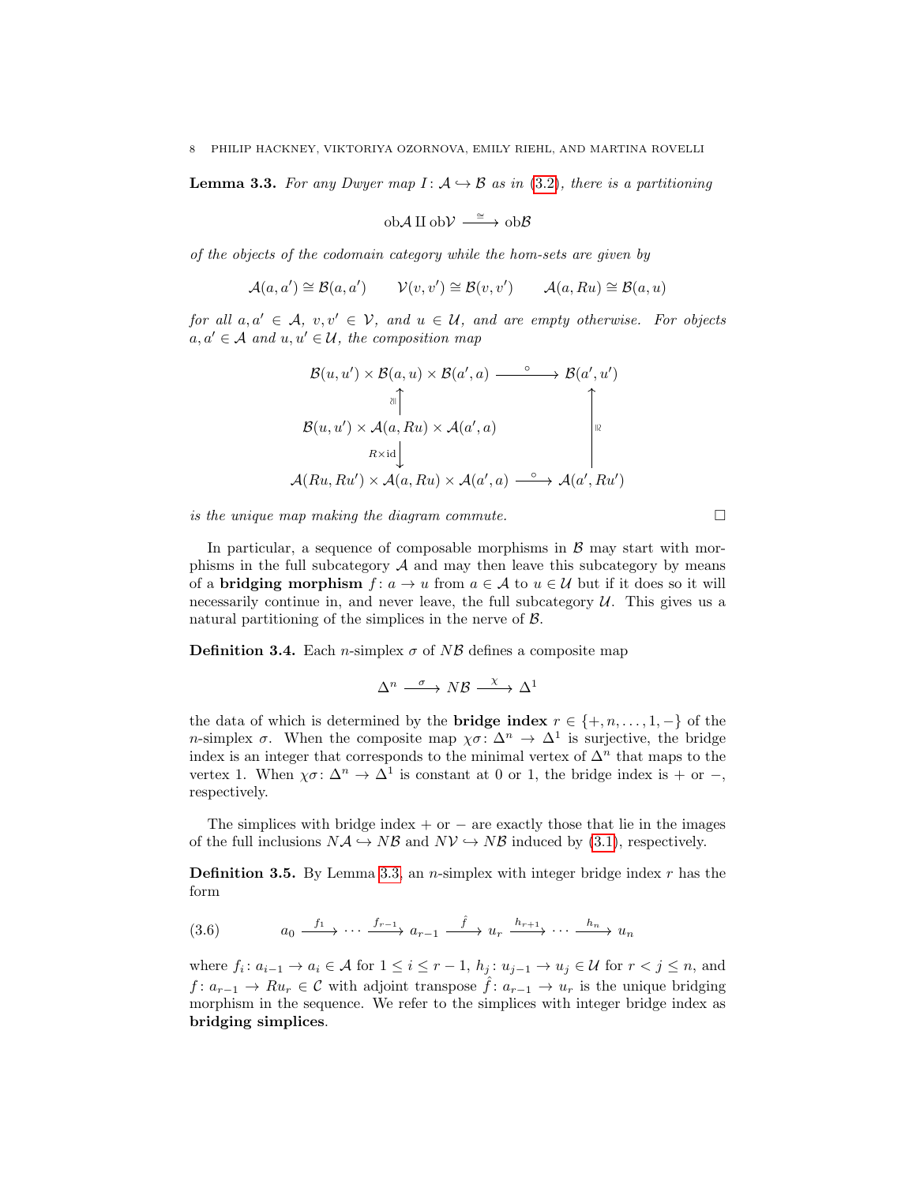**Lemma 3.3.** *For any Dwyer map $I\colon \mathcal{A} \hookrightarrow \mathcal{B}$ as in (3.2), there is a partitioning*

$$\mathrm{ob}\mathcal{A} \amalg \mathrm{ob}\mathcal{V} \xrightarrow{\cong} \mathrm{ob}\mathcal{B}$$

*of the objects of the codomain category while the hom-sets are given by*

$$\mathcal{A}(a,a') \cong \mathcal{B}(a,a') \qquad \mathcal{V}(v,v') \cong \mathcal{B}(v,v') \qquad \mathcal{A}(a,Ru) \cong \mathcal{B}(a,u)$$

*for all $a, a' \in \mathcal{A}$, $v, v' \in \mathcal{V}$, and $u \in \mathcal{U}$, and are empty otherwise. For objects $a, a' \in \mathcal{A}$ and $u, u' \in \mathcal{U}$, the composition map*

$$\begin{array}{ccc}
\mathcal{B}(u,u') \times \mathcal{B}(a,u) \times \mathcal{B}(a',a) & \xrightarrow{\ \circ\ } & \mathcal{B}(a',u') \\
\wr\Vert \uparrow & & \\
\mathcal{B}(u,u') \times \mathcal{A}(a,Ru) \times \mathcal{A}(a',a) & & \uparrow \cong \\
{\scriptstyle R\times \mathrm{id}} \downarrow & & \\
\mathcal{A}(Ru,Ru') \times \mathcal{A}(a,Ru) \times \mathcal{A}(a',a) & \xrightarrow{\ \circ\ } & \mathcal{A}(a',Ru')
\end{array}$$

*is the unique map making the diagram commute.* □

In particular, a sequence of composable morphisms in $\mathcal{B}$ may start with morphisms in the full subcategory $\mathcal{A}$ and may then leave this subcategory by means of a **bridging morphism** $f\colon a \to u$ from $a \in \mathcal{A}$ to $u \in \mathcal{U}$ but if it does so it will necessarily continue in, and never leave, the full subcategory $\mathcal{U}$. This gives us a natural partitioning of the simplices in the nerve of $\mathcal{B}$.

**Definition 3.4.** Each $n$-simplex $\sigma$ of $N\mathcal{B}$ defines a composite map

$$\Delta^n \xrightarrow{\ \sigma\ } N\mathcal{B} \xrightarrow{\ \chi\ } \Delta^1$$

the data of which is determined by the **bridge index** $r \in \{+, n, \ldots, 1, -\}$ of the $n$-simplex $\sigma$. When the composite map $\chi\sigma\colon \Delta^n \to \Delta^1$ is surjective, the bridge index is an integer that corresponds to the minimal vertex of $\Delta^n$ that maps to the vertex 1. When $\chi\sigma\colon \Delta^n \to \Delta^1$ is constant at 0 or 1, the bridge index is $+$ or $-$, respectively.

The simplices with bridge index $+$ or $-$ are exactly those that lie in the images of the full inclusions $N\mathcal{A} \hookrightarrow N\mathcal{B}$ and $N\mathcal{V} \hookrightarrow N\mathcal{B}$ induced by (3.1), respectively.

**Definition 3.5.** By Lemma 3.3, an $n$-simplex with integer bridge index $r$ has the form

$$a_0 \xrightarrow{f_1} \cdots \xrightarrow{f_{r-1}} a_{r-1} \xrightarrow{\hat{f}} u_r \xrightarrow{h_{r+1}} \cdots \xrightarrow{h_n} u_n \tag{3.6}$$

where $f_i\colon a_{i-1} \to a_i \in \mathcal{A}$ for $1 \le i \le r-1$, $h_j\colon u_{j-1} \to u_j \in \mathcal{U}$ for $r < j \le n$, and $f\colon a_{r-1} \to Ru_r \in \mathcal{C}$ with adjoint transpose $\hat{f}\colon a_{r-1} \to u_r$ is the unique bridging morphism in the sequence. We refer to the simplices with integer bridge index as **bridging simplices**.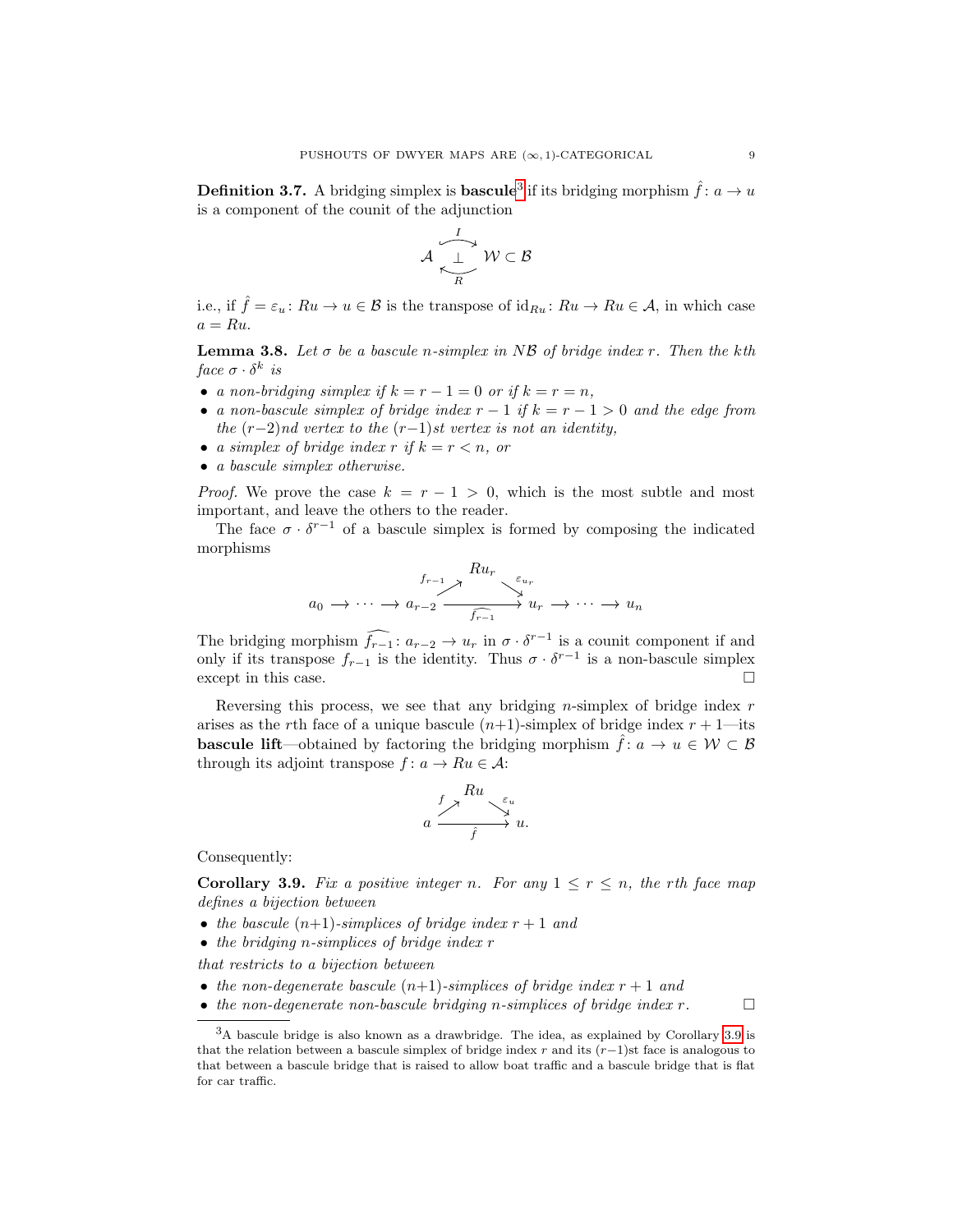**Definition 3.7.** A bridging simplex is **bascule**[3] if its bridging morphism $\hat{f}\colon a \to u$ is a component of the counit of the adjunction

$$\mathcal{A} \underset{R}{\overset{I}{\underset{\bot}{\rightleftarrows}}} \mathcal{W} \subset \mathcal{B}$$

i.e., if $\hat{f} = \varepsilon_u \colon Ru \to u \in \mathcal{B}$ is the transpose of $\mathrm{id}_{Ru}\colon Ru \to Ru \in \mathcal{A}$, in which case $a = Ru$.

**Lemma 3.8.** *Let $\sigma$ be a bascule $n$-simplex in $N\mathcal{B}$ of bridge index $r$. Then the $k$th face $\sigma \cdot \delta^k$ is*

- *a non-bridging simplex if $k = r - 1 = 0$ or if $k = r = n$,*
- *a non-bascule simplex of bridge index $r - 1$ if $k = r - 1 > 0$ and the edge from the $(r-2)$nd vertex to the $(r-1)$st vertex is not an identity,*
- *a simplex of bridge index $r$ if $k = r < n$, or*
- *a bascule simplex otherwise.*

*Proof.* We prove the case $k = r - 1 > 0$, which is the most subtle and most important, and leave the others to the reader.

The face $\sigma \cdot \delta^{r-1}$ of a bascule simplex is formed by composing the indicated morphisms

$$a_0 \longrightarrow \cdots \longrightarrow a_{r-2} \xrightarrow{f_{r-1}} Ru_r \xrightarrow{\varepsilon_{u_r}} u_r \longrightarrow \cdots \longrightarrow u_n, \qquad \widehat{f_{r-1}} = \varepsilon_{u_r}\circ f_{r-1}\colon a_{r-2} \to u_r$$

The bridging morphism $\widehat{f_{r-1}}\colon a_{r-2} \to u_r$ in $\sigma \cdot \delta^{r-1}$ is a counit component if and only if its transpose $f_{r-1}$ is the identity. Thus $\sigma \cdot \delta^{r-1}$ is a non-bascule simplex except in this case. $\square$

Reversing this process, we see that any bridging $n$-simplex of bridge index $r$ arises as the $r$th face of a unique bascule $(n+1)$-simplex of bridge index $r + 1$—its **bascule lift**—obtained by factoring the bridging morphism $\hat{f}\colon a \to u \in \mathcal{W} \subset \mathcal{B}$ through its adjoint transpose $f\colon a \to Ru \in \mathcal{A}$:

$$a \xrightarrow{f} Ru \xrightarrow{\varepsilon_u} u, \qquad \hat{f} = \varepsilon_u \circ f\colon a \to u.$$

Consequently:

**Corollary 3.9.** *Fix a positive integer $n$. For any $1 \le r \le n$, the $r$th face map defines a bijection between*

- *the bascule $(n+1)$-simplices of bridge index $r + 1$ and*
- *the bridging $n$-simplices of bridge index $r$*

*that restricts to a bijection between*

- *the non-degenerate bascule $(n+1)$-simplices of bridge index $r + 1$ and*
- *the non-degenerate non-bascule bridging $n$-simplices of bridge index $r$.* $\square$

---

[3] A bascule bridge is also known as a drawbridge. The idea, as explained by Corollary 3.9 is that the relation between a bascule simplex of bridge index $r$ and its $(r-1)$st face is analogous to that between a bascule bridge that is raised to allow boat traffic and a bascule bridge that is flat for car traffic.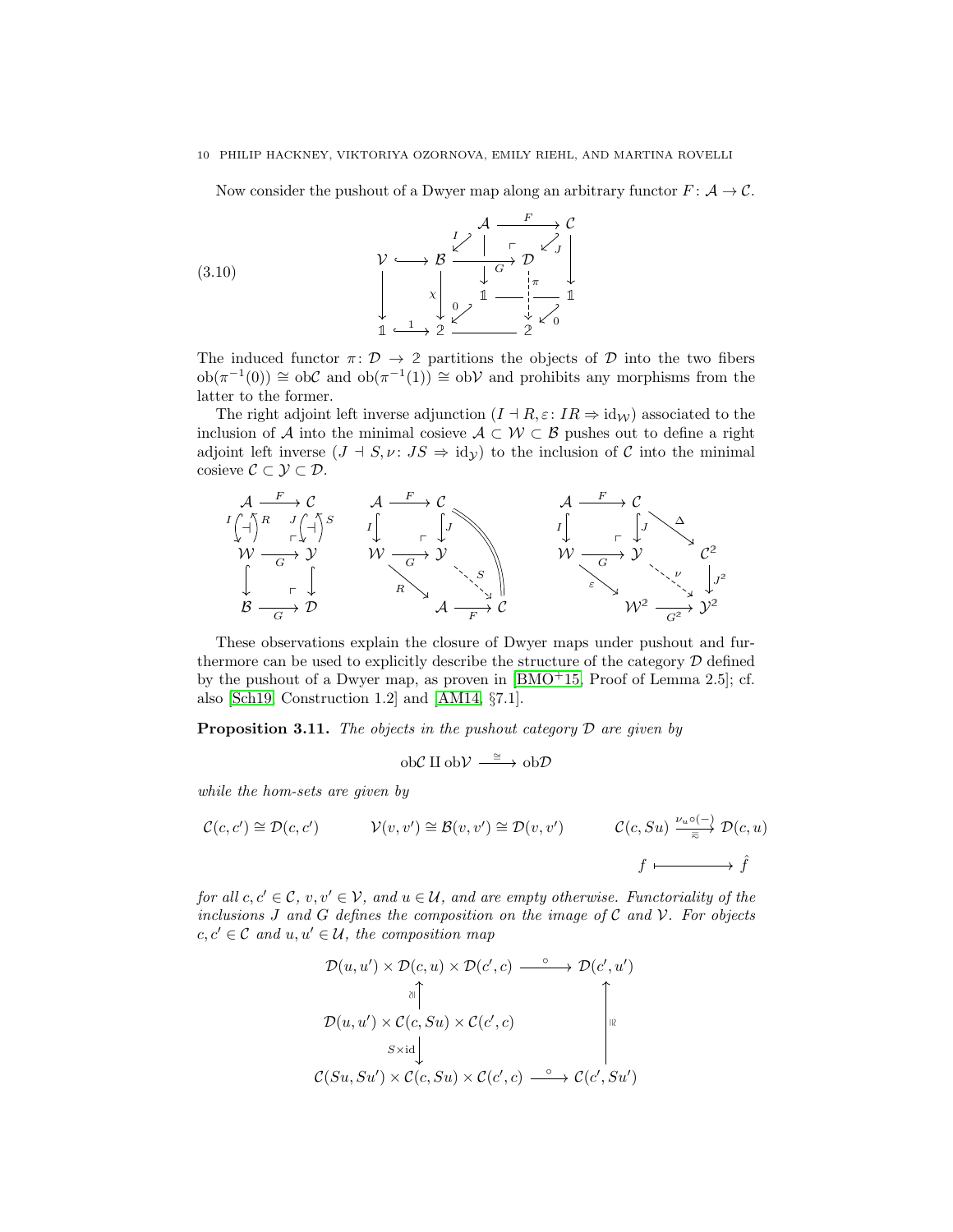Now consider the pushout of a Dwyer map along an arbitrary functor $F\colon \mathcal{A} \to \mathcal{C}$.

$$
\begin{array}{c}
\text{(3.10)} \qquad
\begin{array}{ccccccc}
 & & & \mathcal{A} & \xrightarrow{F} & \mathcal{C} & \\
 & & \swarrow^{I} & & \ulcorner & \swarrow_{J} & \\
\mathcal{V} & \hookrightarrow & \mathcal{B} & \xrightarrow[G]{} & \mathcal{D} & & \\
\downarrow & & \downarrow \chi & \mathbb{1} & \overset{\pi}{\dashrightarrow} & \mathbb{1} & \\
\mathbb{1} & \xrightarrow{1} & \mathbb{2} & \xrightarrow{\quad} & \mathbb{2} & \swarrow_{0} &
\end{array}
\end{array}
$$

The induced functor $\pi\colon \mathcal{D} \to \mathbb{2}$ partitions the objects of $\mathcal{D}$ into the two fibers $\mathrm{ob}(\pi^{-1}(0)) \cong \mathrm{ob}\mathcal{C}$ and $\mathrm{ob}(\pi^{-1}(1)) \cong \mathrm{ob}\mathcal{V}$ and prohibits any morphisms from the latter to the former.

The right adjoint left inverse adjunction $(I \dashv R, \varepsilon\colon IR \Rightarrow \mathrm{id}_{\mathcal{W}})$ associated to the inclusion of $\mathcal{A}$ into the minimal cosieve $\mathcal{A} \subset \mathcal{W} \subset \mathcal{B}$ pushes out to define a right adjoint left inverse $(J \dashv S, \nu\colon JS \Rightarrow \mathrm{id}_{\mathcal{Y}})$ to the inclusion of $\mathcal{C}$ into the minimal cosieve $\mathcal{C} \subset \mathcal{Y} \subset \mathcal{D}$.

$$
\begin{array}{ccc}
\mathcal{A} & \xrightarrow{F} & \mathcal{C} \\
{\scriptstyle I}\downarrow \dashv \uparrow{\scriptstyle R} & \ulcorner & {\scriptstyle J}\downarrow \dashv \uparrow{\scriptstyle S} \\
\mathcal{W} & \xrightarrow[G]{} & \mathcal{Y} \\
\downarrow & \ulcorner & \downarrow \\
\mathcal{B} & \xrightarrow[G]{} & \mathcal{D}
\end{array}
\qquad
\begin{array}{ccccc}
\mathcal{A} & \xrightarrow{F} & \mathcal{C} & & \\
{\scriptstyle I}\downarrow & \ulcorner & \downarrow{\scriptstyle J} & \| & \\
\mathcal{W} & \xrightarrow[G]{} & \mathcal{Y} & & \\
& \searrow^{R} & & \overset{S}{\searrow} & \\
& & \mathcal{A} & \xrightarrow[F]{} & \mathcal{C}
\end{array}
\qquad
\begin{array}{ccccc}
\mathcal{A} & \xrightarrow{F} & \mathcal{C} & & \\
{\scriptstyle I}\downarrow & \ulcorner & \downarrow{\scriptstyle J} & \overset{\Delta}{\searrow} & \mathcal{C}^{\mathbb{2}} \\
\mathcal{W} & \xrightarrow[G]{} & \mathcal{Y} & & \downarrow{\scriptstyle J^{\mathbb{2}}} \\
& \searrow^{\varepsilon} & & \overset{\nu}{\searrow} & \\
& & \mathcal{W}^{\mathbb{2}} & \xrightarrow[G^{\mathbb{2}}]{} & \mathcal{Y}^{\mathbb{2}}
\end{array}
$$

These observations explain the closure of Dwyer maps under pushout and furthermore can be used to explicitly describe the structure of the category $\mathcal{D}$ defined by the pushout of a Dwyer map, as proven in [BMO+15, Proof of Lemma 2.5]; cf. also [Sch19, Construction 1.2] and [AM14, §7.1].

**Proposition 3.11.** *The objects in the pushout category $\mathcal{D}$ are given by*

$$\mathrm{ob}\mathcal{C} \amalg \mathrm{ob}\mathcal{V} \xrightarrow{\cong} \mathrm{ob}\mathcal{D}$$

*while the hom-sets are given by*

$$\mathcal{C}(c,c') \cong \mathcal{D}(c,c') \qquad \mathcal{V}(v,v') \cong \mathcal{B}(v,v') \cong \mathcal{D}(v,v') \qquad \begin{array}{ccc}\mathcal{C}(c,Su) & \xrightarrow[\cong]{\nu_u \circ (-)} & \mathcal{D}(c,u) \\ f & \longmapsto & \hat{f}\end{array}$$

*for all $c, c' \in \mathcal{C}$, $v, v' \in \mathcal{V}$, and $u \in \mathcal{U}$, and are empty otherwise. Functoriality of the inclusions $J$ and $G$ defines the composition on the image of $\mathcal{C}$ and $\mathcal{V}$. For objects $c, c' \in \mathcal{C}$ and $u, u' \in \mathcal{U}$, the composition map*

$$
\begin{array}{ccc}
\mathcal{D}(u,u') \times \mathcal{D}(c,u) \times \mathcal{D}(c',c) & \xrightarrow{\circ} & \mathcal{D}(c',u') \\
\uparrow{\scriptstyle \cong} & & \\
\mathcal{D}(u,u') \times \mathcal{C}(c,Su) \times \mathcal{C}(c',c) & & \uparrow{\scriptstyle \cong} \\
\downarrow{\scriptstyle S\times \mathrm{id}} & & \\
\mathcal{C}(Su,Su') \times \mathcal{C}(c,Su) \times \mathcal{C}(c',c) & \xrightarrow{\circ} & \mathcal{C}(c',Su')
\end{array}
$$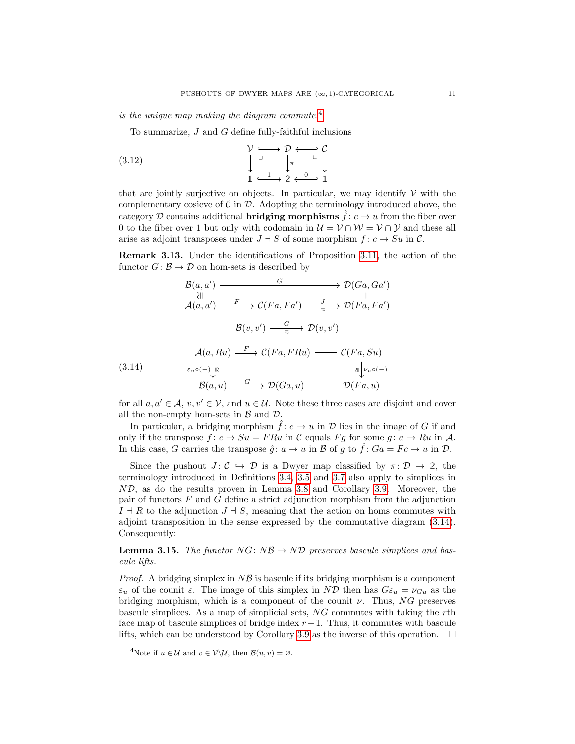*is the unique map making the diagram commute.*[4]

To summarize, $J$ and $G$ define fully-faithful inclusions

$$
\begin{array}{ccccc}
\mathcal{V} & \hookrightarrow & \mathcal{D} & \hookleftarrow & \mathcal{C} \\
\downarrow & \lrcorner & \downarrow{\scriptstyle \pi} & \llcorner & \downarrow \\
\mathbb{1} & \xhookrightarrow{1} & \mathbb{2} & \xhookleftarrow{0} & \mathbb{1}
\end{array}
\tag{3.12}
$$

that are jointly surjective on objects. In particular, we may identify $\mathcal{V}$ with the complementary cosieve of $\mathcal{C}$ in $\mathcal{D}$. Adopting the terminology introduced above, the category $\mathcal{D}$ contains additional **bridging morphisms** $\hat{f}\colon c \to u$ from the fiber over 0 to the fiber over 1 but only with codomain in $\mathcal{U} = \mathcal{V} \cap \mathcal{W} = \mathcal{V} \cap \mathcal{Y}$ and these all arise as adjoint transposes under $J \dashv S$ of some morphism $f\colon c \to Su$ in $\mathcal{C}$.

**Remark 3.13.** Under the identifications of Proposition 3.11, the action of the functor $G\colon \mathcal{B} \to \mathcal{D}$ on hom-sets is described by

$$
\begin{array}{ccccc}
\mathcal{B}(a,a') & & \xrightarrow{\quad G \quad} & & \mathcal{D}(Ga,Ga') \\
\wr\Vert & & & & \Vert \\
\mathcal{A}(a,a') & \xrightarrow{F} & \mathcal{C}(Fa,Fa') & \xrightarrow[\approx]{J} & \mathcal{D}(Fa,Fa')
\end{array}
$$

$$
\mathcal{B}(v,v') \xrightarrow[\approx]{G} \mathcal{D}(v,v')
$$

$$
\begin{array}{ccccc}
\mathcal{A}(a,Ru) & \xrightarrow{F} & \mathcal{C}(Fa,FRu) & = & \mathcal{C}(Fa,Su) \\
{\scriptstyle \varepsilon_u \circ (-)}\downarrow\wr & & & & \wr\downarrow{\scriptstyle \nu_u \circ (-)} \\
\mathcal{B}(a,u) & \xrightarrow{G} & \mathcal{D}(Ga,u) & = & \mathcal{D}(Fa,u)
\end{array}
\tag{3.14}
$$

for all $a, a' \in \mathcal{A}$, $v, v' \in \mathcal{V}$, and $u \in \mathcal{U}$. Note these three cases are disjoint and cover all the non-empty hom-sets in $\mathcal{B}$ and $\mathcal{D}$.

In particular, a bridging morphism $\hat{f}\colon c \to u$ in $\mathcal{D}$ lies in the image of $G$ if and only if the transpose $f\colon c \to Su = FRu$ in $\mathcal{C}$ equals $Fg$ for some $g\colon a \to Ru$ in $\mathcal{A}$. In this case, $G$ carries the transpose $\hat{g}\colon a \to u$ in $\mathcal{B}$ of $g$ to $\hat{f}\colon Ga = Fc \to u$ in $\mathcal{D}$.

Since the pushout $J\colon \mathcal{C} \hookrightarrow \mathcal{D}$ is a Dwyer map classified by $\pi\colon \mathcal{D} \to \mathbb{2}$, the terminology introduced in Definitions 3.4, 3.5 and 3.7 also apply to simplices in $N\mathcal{D}$, as do the results proven in Lemma 3.8 and Corollary 3.9. Moreover, the pair of functors $F$ and $G$ define a strict adjunction morphism from the adjunction $I \dashv R$ to the adjunction $J \dashv S$, meaning that the action on homs commutes with adjoint transposition in the sense expressed by the commutative diagram (3.14). Consequently:

**Lemma 3.15.** *The functor $NG\colon N\mathcal{B} \to N\mathcal{D}$ preserves bascule simplices and bascule lifts.*

*Proof.* A bridging simplex in $N\mathcal{B}$ is bascule if its bridging morphism is a component $\varepsilon_u$ of the counit $\varepsilon$. The image of this simplex in $N\mathcal{D}$ then has $G\varepsilon_u = \nu_{Gu}$ as the bridging morphism, which is a component of the counit $\nu$. Thus, $NG$ preserves bascule simplices. As a map of simplicial sets, $NG$ commutes with taking the $r$th face map of bascule simplices of bridge index $r+1$. Thus, it commutes with bascule lifts, which can be understood by Corollary 3.9 as the inverse of this operation. □

[4] Note if $u \in \mathcal{U}$ and $v \in \mathcal{V} \backslash \mathcal{U}$, then $\mathcal{B}(u,v) = \varnothing$.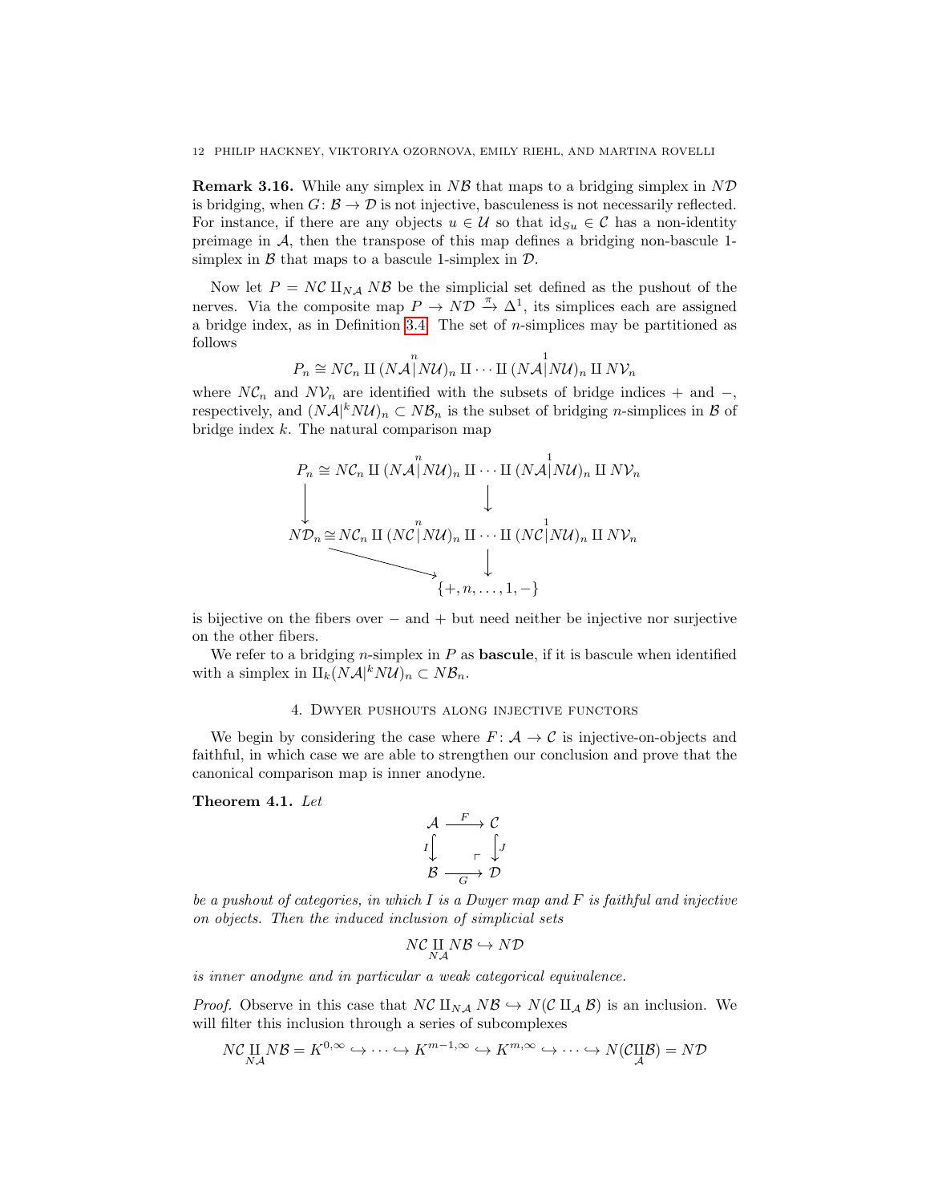**Remark 3.16.** While any simplex in $N\mathcal{B}$ that maps to a bridging simplex in $N\mathcal{D}$ is bridging, when $G\colon \mathcal{B} \to \mathcal{D}$ is not injective, basculeness is not necessarily reflected. For instance, if there are any objects $u \in \mathcal{U}$ so that $\mathrm{id}_{Su} \in \mathcal{C}$ has a non-identity preimage in $\mathcal{A}$, then the transpose of this map defines a bridging non-bascule 1-simplex in $\mathcal{B}$ that maps to a bascule 1-simplex in $\mathcal{D}$.

Now let $P = N\mathcal{C} \amalg_{N\mathcal{A}} N\mathcal{B}$ be the simplicial set defined as the pushout of the nerves. Via the composite map $P \to N\mathcal{D} \xrightarrow{\pi} \Delta^1$, its simplices each are assigned a bridge index, as in Definition 3.4. The set of $n$-simplices may be partitioned as follows

$$P_n \cong N\mathcal{C}_n \amalg (N\mathcal{A} \overset{n}{|} N\mathcal{U})_n \amalg \cdots \amalg (N\mathcal{A} \overset{1}{|} N\mathcal{U})_n \amalg N\mathcal{V}_n$$

where $N\mathcal{C}_n$ and $N\mathcal{V}_n$ are identified with the subsets of bridge indices $+$ and $-$, respectively, and $(N\mathcal{A}|^k N\mathcal{U})_n \subset N\mathcal{B}_n$ is the subset of bridging $n$-simplices in $\mathcal{B}$ of bridge index $k$. The natural comparison map

$$\begin{array}{ccc}
P_n \cong N\mathcal{C}_n \amalg (N\mathcal{A} \overset{n}{|} N\mathcal{U})_n \amalg \cdots \amalg (N\mathcal{A} \overset{1}{|} N\mathcal{U})_n \amalg N\mathcal{V}_n \\
\downarrow \qquad\qquad\qquad \downarrow \\
N\mathcal{D}_n \cong N\mathcal{C}_n \amalg (N\mathcal{C} \overset{n}{|} N\mathcal{U})_n \amalg \cdots \amalg (N\mathcal{C} \overset{1}{|} N\mathcal{U})_n \amalg N\mathcal{V}_n \\
\searrow \qquad\qquad \downarrow \\
\{+, n, \ldots, 1, -\}
\end{array}$$

is bijective on the fibers over $-$ and $+$ but need neither be injective nor surjective on the other fibers.

We refer to a bridging $n$-simplex in $P$ as **bascule**, if it is bascule when identified with a simplex in $\amalg_k (N\mathcal{A}|^k N\mathcal{U})_n \subset N\mathcal{B}_n$.

## 4. Dwyer pushouts along injective functors

We begin by considering the case where $F\colon \mathcal{A} \to \mathcal{C}$ is injective-on-objects and faithful, in which case we are able to strengthen our conclusion and prove that the canonical comparison map is inner anodyne.

**Theorem 4.1.** *Let*

$$\begin{array}{ccc}
\mathcal{A} & \xrightarrow{F} & \mathcal{C} \\
{\scriptstyle I}\big\downarrow & \ulcorner & \big\downarrow{\scriptstyle J} \\
\mathcal{B} & \xrightarrow[G]{} & \mathcal{D}
\end{array}$$

*be a pushout of categories, in which $I$ is a Dwyer map and $F$ is faithful and injective on objects. Then the induced inclusion of simplicial sets*

$$N\mathcal{C} \coprod_{N\mathcal{A}} N\mathcal{B} \hookrightarrow N\mathcal{D}$$

*is inner anodyne and in particular a weak categorical equivalence.*

*Proof.* Observe in this case that $N\mathcal{C} \amalg_{N\mathcal{A}} N\mathcal{B} \hookrightarrow N(\mathcal{C} \amalg_{\mathcal{A}} \mathcal{B})$ is an inclusion. We will filter this inclusion through a series of subcomplexes

$$N\mathcal{C} \coprod_{N\mathcal{A}} N\mathcal{B} = K^{0,\infty} \hookrightarrow \cdots \hookrightarrow K^{m-1,\infty} \hookrightarrow K^{m,\infty} \hookrightarrow \cdots \hookrightarrow N(\mathcal{C} \coprod_{\mathcal{A}} \mathcal{B}) = N\mathcal{D}$$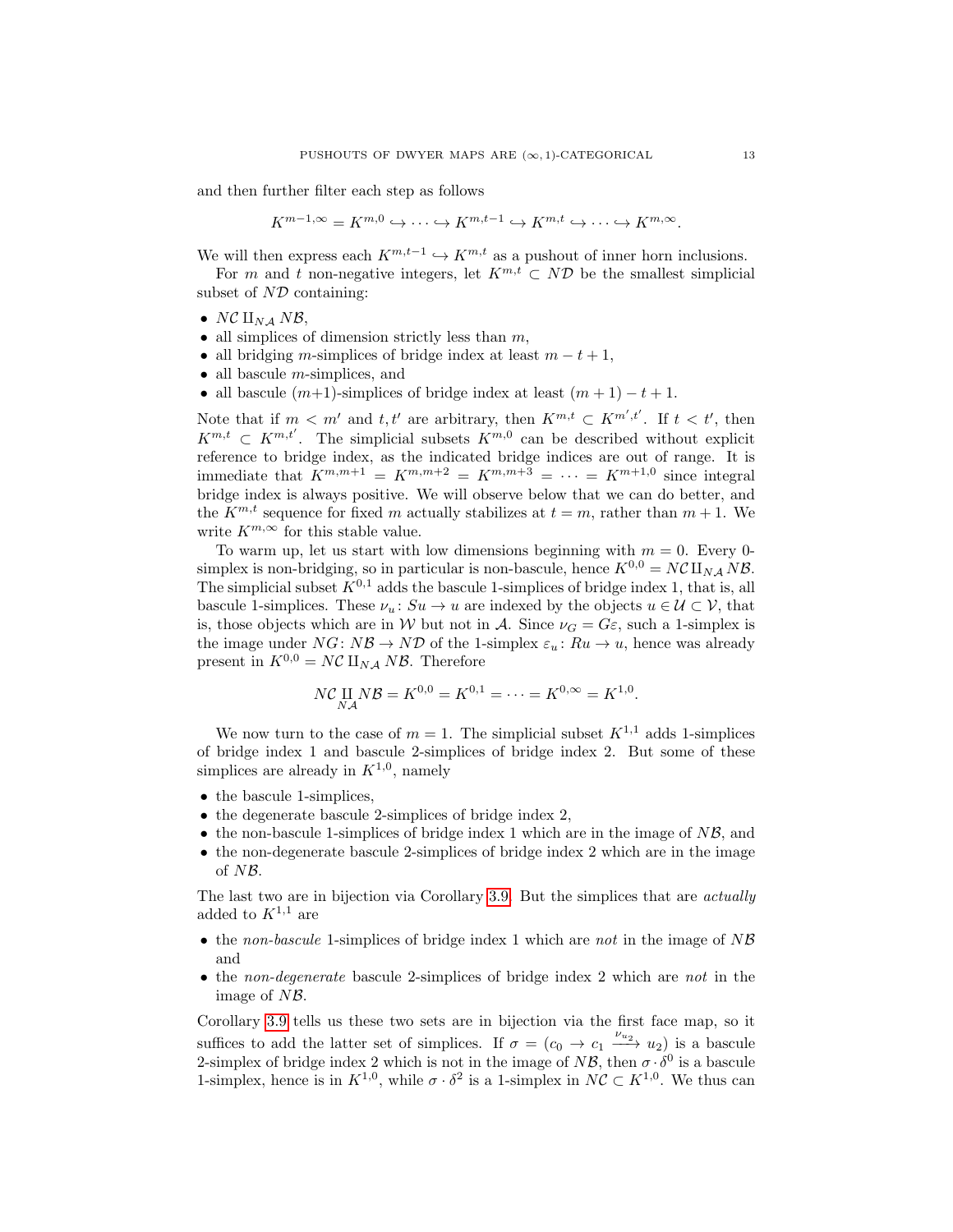and then further filter each step as follows

$$K^{m-1,\infty} = K^{m,0} \hookrightarrow \cdots \hookrightarrow K^{m,t-1} \hookrightarrow K^{m,t} \hookrightarrow \cdots \hookrightarrow K^{m,\infty}.$$

We will then express each $K^{m,t-1} \hookrightarrow K^{m,t}$ as a pushout of inner horn inclusions.

For $m$ and $t$ non-negative integers, let $K^{m,t} \subset N\mathcal{D}$ be the smallest simplicial subset of $N\mathcal{D}$ containing:

- $N\mathcal{C} \amalg_{N\mathcal{A}} N\mathcal{B}$,
- all simplices of dimension strictly less than $m$,
- all bridging $m$-simplices of bridge index at least $m - t + 1$,
- all bascule $m$-simplices, and
- all bascule $(m+1)$-simplices of bridge index at least $(m+1) - t + 1$.

Note that if $m < m'$ and $t, t'$ are arbitrary, then $K^{m,t} \subset K^{m',t'}$. If $t < t'$, then $K^{m,t} \subset K^{m,t'}$. The simplicial subsets $K^{m,0}$ can be described without explicit reference to bridge index, as the indicated bridge indices are out of range. It is immediate that $K^{m,m+1} = K^{m,m+2} = K^{m,m+3} = \cdots = K^{m+1,0}$ since integral bridge index is always positive. We will observe below that we can do better, and the $K^{m,t}$ sequence for fixed $m$ actually stabilizes at $t = m$, rather than $m + 1$. We write $K^{m,\infty}$ for this stable value.

To warm up, let us start with low dimensions beginning with $m = 0$. Every 0-simplex is non-bridging, so in particular is non-bascule, hence $K^{0,0} = N\mathcal{C} \amalg_{N\mathcal{A}} N\mathcal{B}$. The simplicial subset $K^{0,1}$ adds the bascule 1-simplices of bridge index 1, that is, all bascule 1-simplices. These $\nu_u \colon Su \to u$ are indexed by the objects $u \in \mathcal{U} \subset \mathcal{V}$, that is, those objects which are in $\mathcal{W}$ but not in $\mathcal{A}$. Since $\nu_G = G\varepsilon$, such a 1-simplex is the image under $NG \colon N\mathcal{B} \to N\mathcal{D}$ of the 1-simplex $\varepsilon_u \colon Ru \to u$, hence was already present in $K^{0,0} = N\mathcal{C} \amalg_{N\mathcal{A}} N\mathcal{B}$. Therefore

$$N\mathcal{C} \coprod_{N\mathcal{A}} N\mathcal{B} = K^{0,0} = K^{0,1} = \cdots = K^{0,\infty} = K^{1,0}.$$

We now turn to the case of $m = 1$. The simplicial subset $K^{1,1}$ adds 1-simplices of bridge index 1 and bascule 2-simplices of bridge index 2. But some of these simplices are already in $K^{1,0}$, namely

- the bascule 1-simplices,
- the degenerate bascule 2-simplices of bridge index 2,
- the non-bascule 1-simplices of bridge index 1 which are in the image of $N\mathcal{B}$, and
- the non-degenerate bascule 2-simplices of bridge index 2 which are in the image of $N\mathcal{B}$.

The last two are in bijection via Corollary 3.9. But the simplices that are *actually* added to $K^{1,1}$ are

- the *non-bascule* 1-simplices of bridge index 1 which are *not* in the image of $N\mathcal{B}$ and
- the *non-degenerate* bascule 2-simplices of bridge index 2 which are *not* in the image of $N\mathcal{B}$.

Corollary 3.9 tells us these two sets are in bijection via the first face map, so it suffices to add the latter set of simplices. If $\sigma = (c_0 \to c_1 \xrightarrow{\nu_{u_2}} u_2)$ is a bascule 2-simplex of bridge index 2 which is not in the image of $N\mathcal{B}$, then $\sigma \cdot \delta^0$ is a bascule 1-simplex, hence is in $K^{1,0}$, while $\sigma \cdot \delta^2$ is a 1-simplex in $N\mathcal{C} \subset K^{1,0}$. We thus can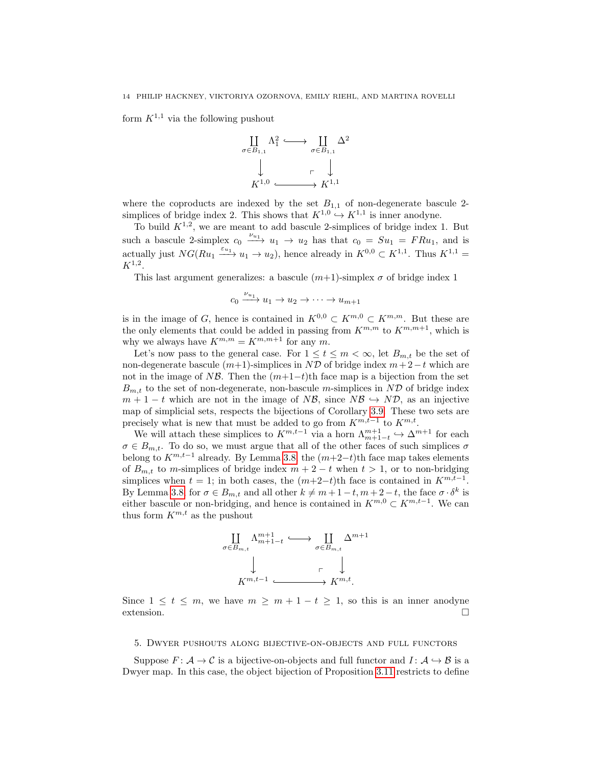form $K^{1,1}$ via the following pushout

$$\begin{array}{ccc}
\coprod_{\sigma \in B_{1,1}} \Lambda^2_1 & \hookrightarrow & \coprod_{\sigma \in B_{1,1}} \Delta^2 \\
\downarrow & \ulcorner & \downarrow \\
K^{1,0} & \hookrightarrow & K^{1,1}
\end{array}$$

where the coproducts are indexed by the set $B_{1,1}$ of non-degenerate bascule 2-simplices of bridge index 2. This shows that $K^{1,0} \hookrightarrow K^{1,1}$ is inner anodyne.

To build $K^{1,2}$, we are meant to add bascule 2-simplices of bridge index 1. But such a bascule 2-simplex $c_0 \xrightarrow{\nu_{u_1}} u_1 \to u_2$ has that $c_0 = Su_1 = FRu_1$, and is actually just $NG(Ru_1 \xrightarrow{\varepsilon_{u_1}} u_1 \to u_2)$, hence already in $K^{0,0} \subset K^{1,1}$. Thus $K^{1,1} = K^{1,2}$.

This last argument generalizes: a bascule $(m+1)$-simplex $\sigma$ of bridge index 1

$$c_0 \xrightarrow{\nu_{u_1}} u_1 \to u_2 \to \cdots \to u_{m+1}$$

is in the image of $G$, hence is contained in $K^{0,0} \subset K^{m,0} \subset K^{m,m}$. But these are the only elements that could be added in passing from $K^{m,m}$ to $K^{m,m+1}$, which is why we always have $K^{m,m} = K^{m,m+1}$ for any $m$.

Let's now pass to the general case. For $1 \le t \le m < \infty$, let $B_{m,t}$ be the set of non-degenerate bascule $(m+1)$-simplices in $N\mathcal{D}$ of bridge index $m+2-t$ which are not in the image of $N\mathcal{B}$. Then the $(m+1-t)$th face map is a bijection from the set $B_{m,t}$ to the set of non-degenerate, non-bascule $m$-simplices in $N\mathcal{D}$ of bridge index $m+1-t$ which are not in the image of $N\mathcal{B}$, since $N\mathcal{B} \hookrightarrow N\mathcal{D}$, as an injective map of simplicial sets, respects the bijections of Corollary 3.9. These two sets are precisely what is new that must be added to go from $K^{m,t-1}$ to $K^{m,t}$.

We will attach these simplices to $K^{m,t-1}$ via a horn $\Lambda^{m+1}_{m+1-t} \hookrightarrow \Delta^{m+1}$ for each $\sigma \in B_{m,t}$. To do so, we must argue that all of the other faces of such simplices $\sigma$ belong to $K^{m,t-1}$ already. By Lemma 3.8, the $(m+2-t)$th face map takes elements of $B_{m,t}$ to $m$-simplices of bridge index $m+2-t$ when $t > 1$, or to non-bridging simplices when $t = 1$; in both cases, the $(m+2-t)$th face is contained in $K^{m,t-1}$. By Lemma 3.8, for $\sigma \in B_{m,t}$ and all other $k \neq m+1-t, m+2-t$, the face $\sigma \cdot \delta^k$ is either bascule or non-bridging, and hence is contained in $K^{m,0} \subset K^{m,t-1}$. We can thus form $K^{m,t}$ as the pushout

$$\begin{array}{ccc}
\coprod_{\sigma \in B_{m,t}} \Lambda^{m+1}_{m+1-t} & \hookrightarrow & \coprod_{\sigma \in B_{m,t}} \Delta^{m+1} \\
\downarrow & \ulcorner & \downarrow \\
K^{m,t-1} & \hookrightarrow & K^{m,t}.
\end{array}$$

Since $1 \le t \le m$, we have $m \ge m+1-t \ge 1$, so this is an inner anodyne extension. $\square$

## 5. Dwyer pushouts along bijective-on-objects and full functors

Suppose $F\colon \mathcal{A} \to \mathcal{C}$ is a bijective-on-objects and full functor and $I\colon \mathcal{A} \hookrightarrow \mathcal{B}$ is a Dwyer map. In this case, the object bijection of Proposition 3.11 restricts to define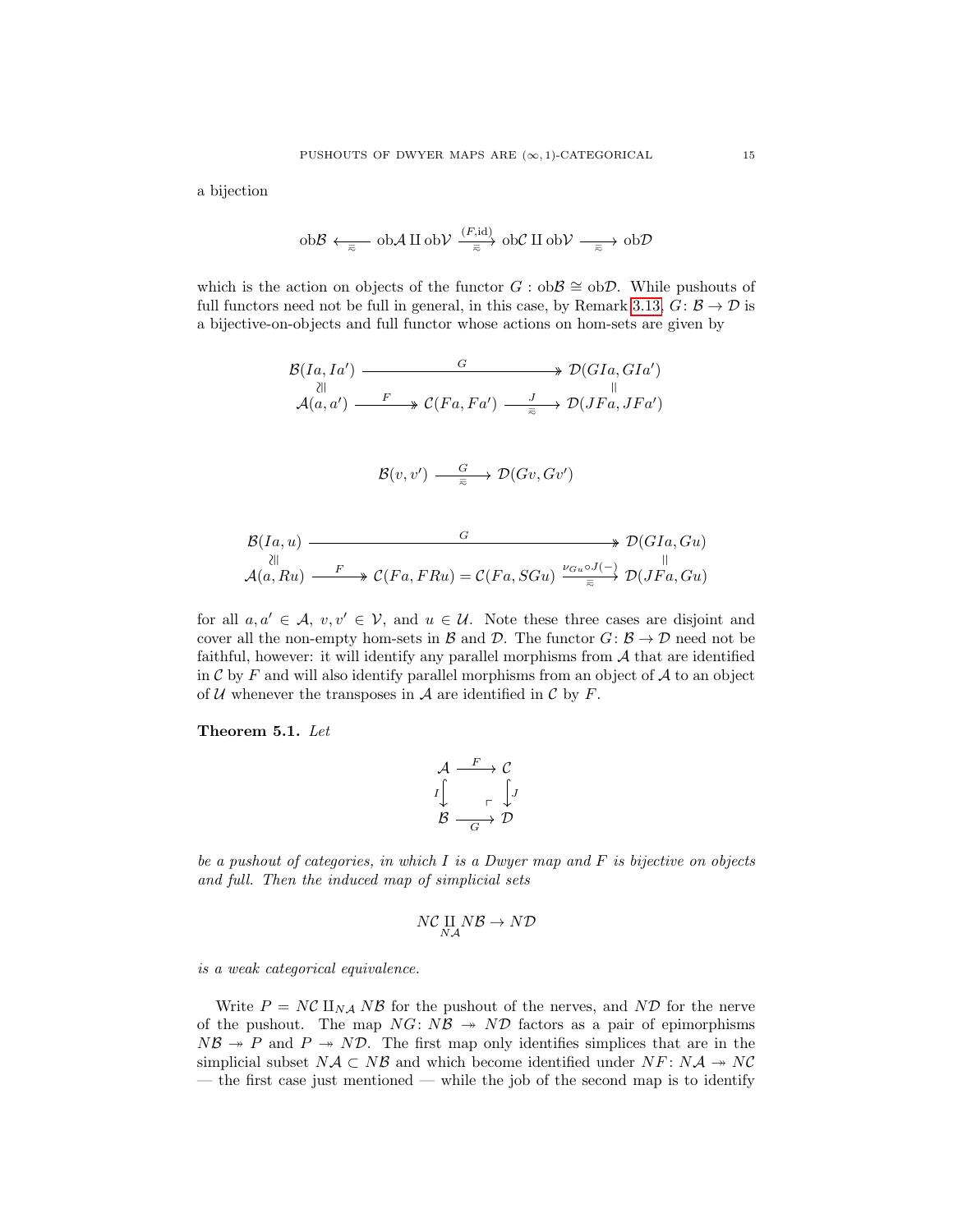a bijection

$$\mathrm{ob}\mathcal{B} \xleftarrow[\approx]{} \mathrm{ob}\mathcal{A} \amalg \mathrm{ob}\mathcal{V} \xrightarrow[\approx]{(F,\mathrm{id})} \mathrm{ob}\mathcal{C} \amalg \mathrm{ob}\mathcal{V} \xrightarrow[\approx]{} \mathrm{ob}\mathcal{D}$$

which is the action on objects of the functor $G : \mathrm{ob}\mathcal{B} \cong \mathrm{ob}\mathcal{D}$. While pushouts of full functors need not be full in general, in this case, by Remark 3.13, $G\colon \mathcal{B} \to \mathcal{D}$ is a bijective-on-objects and full functor whose actions on hom-sets are given by

$$\begin{array}{ccccc} \mathcal{B}(Ia, Ia') & & \xrightarrow{\quad G \quad} & & \mathcal{D}(GIa, GIa') \\ \wr\Vert & & & & \Vert \\ \mathcal{A}(a, a') & \xrightarrow{F} & \mathcal{C}(Fa, Fa') & \xrightarrow[\approx]{J} & \mathcal{D}(JFa, JFa') \end{array}$$

$$\mathcal{B}(v, v') \xrightarrow[\approx]{G} \mathcal{D}(Gv, Gv')$$

$$\begin{array}{ccccc} \mathcal{B}(Ia, u) & & \xrightarrow{\quad G \quad} & & \mathcal{D}(GIa, Gu) \\ \wr\Vert & & & & \Vert \\ \mathcal{A}(a, Ru) & \xrightarrow{F} & \mathcal{C}(Fa, FRu) = \mathcal{C}(Fa, SGu) & \xrightarrow[\approx]{\nu_{Gu} \circ J(-)} & \mathcal{D}(JFa, Gu) \end{array}$$

for all $a, a' \in \mathcal{A}$, $v, v' \in \mathcal{V}$, and $u \in \mathcal{U}$. Note these three cases are disjoint and cover all the non-empty hom-sets in $\mathcal{B}$ and $\mathcal{D}$. The functor $G\colon \mathcal{B} \to \mathcal{D}$ need not be faithful, however: it will identify any parallel morphisms from $\mathcal{A}$ that are identified in $\mathcal{C}$ by $F$ and will also identify parallel morphisms from an object of $\mathcal{A}$ to an object of $\mathcal{U}$ whenever the transposes in $\mathcal{A}$ are identified in $\mathcal{C}$ by $F$.

**Theorem 5.1.** *Let*

$$\begin{array}{ccc} \mathcal{A} & \xrightarrow{F} & \mathcal{C} \\ {\scriptstyle I}\downarrow & \ulcorner & \downarrow{\scriptstyle J} \\ \mathcal{B} & \xrightarrow[G]{} & \mathcal{D} \end{array}$$

*be a pushout of categories, in which $I$ is a Dwyer map and $F$ is bijective on objects and full. Then the induced map of simplicial sets*

$$N\mathcal{C} \coprod_{N\mathcal{A}} N\mathcal{B} \to N\mathcal{D}$$

*is a weak categorical equivalence.*

Write $P = N\mathcal{C} \amalg_{N\mathcal{A}} N\mathcal{B}$ for the pushout of the nerves, and $N\mathcal{D}$ for the nerve of the pushout. The map $NG\colon N\mathcal{B} \twoheadrightarrow N\mathcal{D}$ factors as a pair of epimorphisms $N\mathcal{B} \twoheadrightarrow P$ and $P \twoheadrightarrow N\mathcal{D}$. The first map only identifies simplices that are in the simplicial subset $N\mathcal{A} \subset N\mathcal{B}$ and which become identified under $NF\colon N\mathcal{A} \twoheadrightarrow N\mathcal{C}$ — the first case just mentioned — while the job of the second map is to identify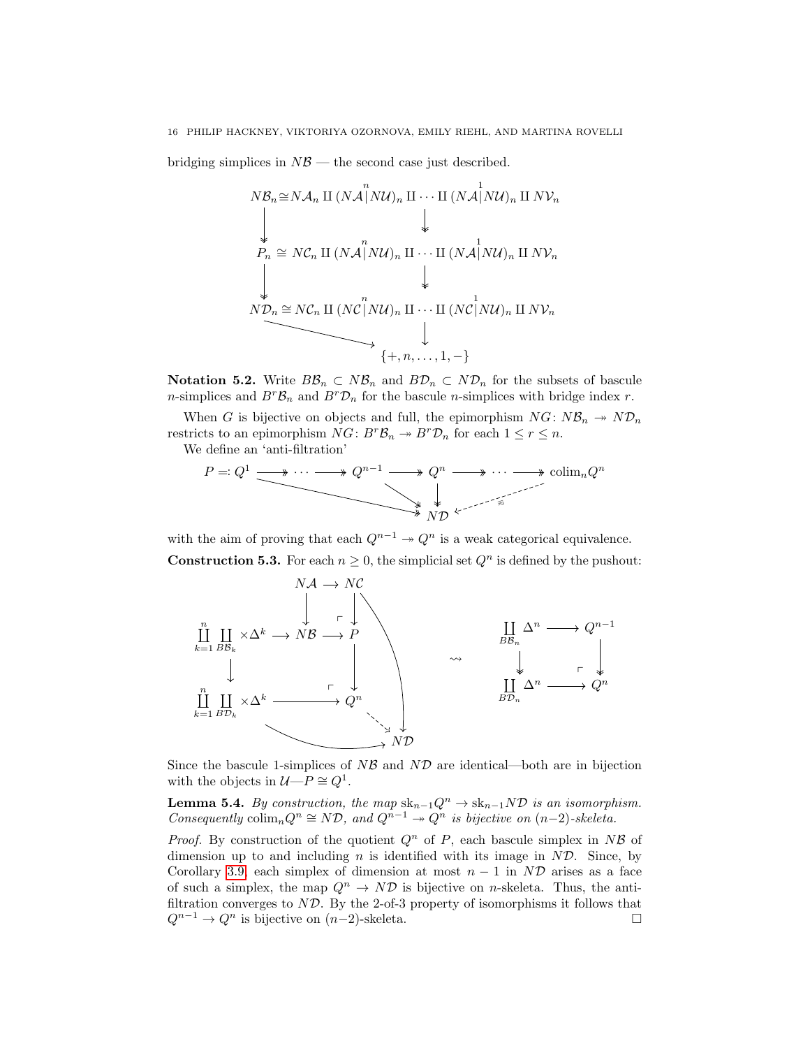bridging simplices in $N\mathcal{B}$ — the second case just described.

$$
\begin{array}{ccc}
N\mathcal{B}_n \cong N\mathcal{A}_n \amalg (N\mathcal{A} \overset{n}{|} N\mathcal{U})_n \amalg \cdots \amalg (N\mathcal{A} \overset{1}{|} N\mathcal{U})_n \amalg N\mathcal{V}_n \\
\downarrow \qquad\qquad \downarrow \\
P_n \cong N\mathcal{C}_n \amalg (N\mathcal{A} \overset{n}{|} N\mathcal{U})_n \amalg \cdots \amalg (N\mathcal{A} \overset{1}{|} N\mathcal{U})_n \amalg N\mathcal{V}_n \\
\downarrow \qquad\qquad \downarrow \\
N\mathcal{D}_n \cong N\mathcal{C}_n \amalg (N\mathcal{C} \overset{n}{|} N\mathcal{U})_n \amalg \cdots \amalg (N\mathcal{C} \overset{1}{|} N\mathcal{U})_n \amalg N\mathcal{V}_n \\
\searrow \qquad \downarrow \\
\{+, n, \ldots, 1, -\}
\end{array}
$$

**Notation 5.2.** Write $B\mathcal{B}_n \subset N\mathcal{B}_n$ and $B\mathcal{D}_n \subset N\mathcal{D}_n$ for the subsets of bascule $n$-simplices and $B^r\mathcal{B}_n$ and $B^r\mathcal{D}_n$ for the bascule $n$-simplices with bridge index $r$.

When $G$ is bijective on objects and full, the epimorphism $NG\colon N\mathcal{B}_n \twoheadrightarrow N\mathcal{D}_n$ restricts to an epimorphism $NG\colon B^r\mathcal{B}_n \twoheadrightarrow B^r\mathcal{D}_n$ for each $1 \le r \le n$.

We define an 'anti-filtration'

$$
\begin{array}{c}
P =: Q^1 \twoheadrightarrow \cdots \twoheadrightarrow Q^{n-1} \twoheadrightarrow Q^n \twoheadrightarrow \cdots \twoheadrightarrow \operatorname{colim}_n Q^n \\
\searrow \quad \searrow \quad \downarrow \quad \swarrow_{\cong} \\
N\mathcal{D}
\end{array}
$$

with the aim of proving that each $Q^{n-1} \twoheadrightarrow Q^n$ is a weak categorical equivalence.

**Construction 5.3.** For each $n \ge 0$, the simplicial set $Q^n$ is defined by the pushout:

$$
\begin{array}{ccccc}
 & & N\mathcal{A} & \longrightarrow & N\mathcal{C} \\
 & & \downarrow & & \downarrow \\
\coprod_{k=1}^{n} \coprod_{B\mathcal{B}_k} \times \Delta^k & \longrightarrow & N\mathcal{B} & \longrightarrow & P \\
\downarrow & & & & \downarrow \\
\coprod_{k=1}^{n} \coprod_{B\mathcal{D}_k} \times \Delta^k & & \longrightarrow & & Q^n \dashrightarrow N\mathcal{D}
\end{array}
\quad \rightsquigarrow \quad
\begin{array}{ccc}
\coprod_{B\mathcal{B}_n} \Delta^n & \longrightarrow & Q^{n-1} \\
\downarrow & & \downarrow \\
\coprod_{B\mathcal{D}_n} \Delta^n & \longrightarrow & Q^n
\end{array}
$$

Since the bascule 1-simplices of $N\mathcal{B}$ and $N\mathcal{D}$ are identical—both are in bijection with the objects in $\mathcal{U}$—$P \cong Q^1$.

**Lemma 5.4.** *By construction, the map $\mathrm{sk}_{n-1}Q^n \to \mathrm{sk}_{n-1}N\mathcal{D}$ is an isomorphism. Consequently $\operatorname{colim}_n Q^n \cong N\mathcal{D}$, and $Q^{n-1} \twoheadrightarrow Q^n$ is bijective on $(n-2)$-skeleta.*

*Proof.* By construction of the quotient $Q^n$ of $P$, each bascule simplex in $N\mathcal{B}$ of dimension up to and including $n$ is identified with its image in $N\mathcal{D}$. Since, by Corollary 3.9, each simplex of dimension at most $n-1$ in $N\mathcal{D}$ arises as a face of such a simplex, the map $Q^n \to N\mathcal{D}$ is bijective on $n$-skeleta. Thus, the anti-filtration converges to $N\mathcal{D}$. By the 2-of-3 property of isomorphisms it follows that $Q^{n-1} \to Q^n$ is bijective on $(n-2)$-skeleta. □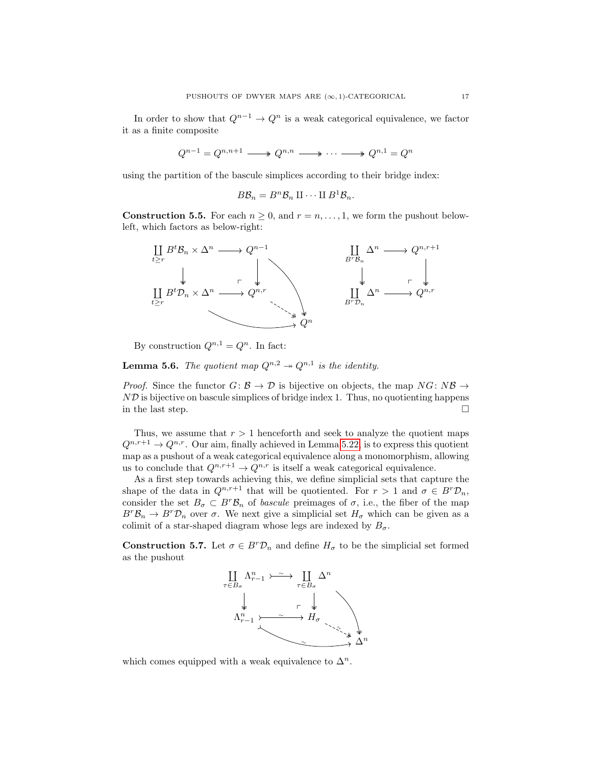In order to show that $Q^{n-1} \to Q^n$ is a weak categorical equivalence, we factor it as a finite composite

$$Q^{n-1} = Q^{n,n+1} \twoheadrightarrow Q^{n,n} \twoheadrightarrow \cdots \twoheadrightarrow Q^{n,1} = Q^n$$

using the partition of the bascule simplices according to their bridge index:

$$B\mathcal{B}_n = B^n\mathcal{B}_n \amalg \cdots \amalg B^1\mathcal{B}_n.$$

**Construction 5.5.** For each $n \geq 0$, and $r = n, \ldots, 1$, we form the pushout below-left, which factors as below-right:

$$\begin{array}{ccc} \coprod_{t \geq r} B^t\mathcal{B}_n \times \Delta^n & \longrightarrow & Q^{n-1} \\ \big\downarrow & \ulcorner & \big\downarrow \\ \coprod_{t \geq r} B^t\mathcal{D}_n \times \Delta^n & \longrightarrow & Q^{n,r} \dashrightarrow Q^n \end{array} \qquad \begin{array}{ccc} \coprod_{B^r\mathcal{B}_n} \Delta^n & \longrightarrow & Q^{n,r+1} \\ \big\downarrow & \ulcorner & \big\downarrow \\ \coprod_{B^r\mathcal{D}_n} \Delta^n & \longrightarrow & Q^{n,r} \end{array}$$

By construction $Q^{n,1} = Q^n$. In fact:

**Lemma 5.6.** *The quotient map $Q^{n,2} \twoheadrightarrow Q^{n,1}$ is the identity.*

*Proof.* Since the functor $G \colon \mathcal{B} \to \mathcal{D}$ is bijective on objects, the map $NG \colon N\mathcal{B} \to N\mathcal{D}$ is bijective on bascule simplices of bridge index 1. Thus, no quotienting happens in the last step. $\square$

Thus, we assume that $r > 1$ henceforth and seek to analyze the quotient maps $Q^{n,r+1} \to Q^{n,r}$. Our aim, finally achieved in Lemma 5.22, is to express this quotient map as a pushout of a weak categorical equivalence along a monomorphism, allowing us to conclude that $Q^{n,r+1} \to Q^{n,r}$ is itself a weak categorical equivalence.

As a first step towards achieving this, we define simplicial sets that capture the shape of the data in $Q^{n,r+1}$ that will be quotiented. For $r > 1$ and $\sigma \in B^r\mathcal{D}_n$, consider the set $B_\sigma \subset B^r\mathcal{B}_n$ of *bascule* preimages of $\sigma$, i.e., the fiber of the map $B^r\mathcal{B}_n \to B^r\mathcal{D}_n$ over $\sigma$. We next give a simplicial set $H_\sigma$ which can be given as a colimit of a star-shaped diagram whose legs are indexed by $B_\sigma$.

**Construction 5.7.** Let $\sigma \in B^r\mathcal{D}_n$ and define $H_\sigma$ to be the simplicial set formed as the pushout

$$\begin{array}{ccc} \coprod_{\tau \in B_\sigma} \Lambda^n_{r-1} & \overset{\sim}{\rightarrowtail} & \coprod_{\tau \in B_\sigma} \Delta^n \\ \big\downarrow & \ulcorner & \big\downarrow \\ \Lambda^n_{r-1} & \overset{\sim}{\rightarrowtail} & H_\sigma \overset{\sim}{\dashrightarrow} \Delta^n \end{array}$$

which comes equipped with a weak equivalence to $\Delta^n$.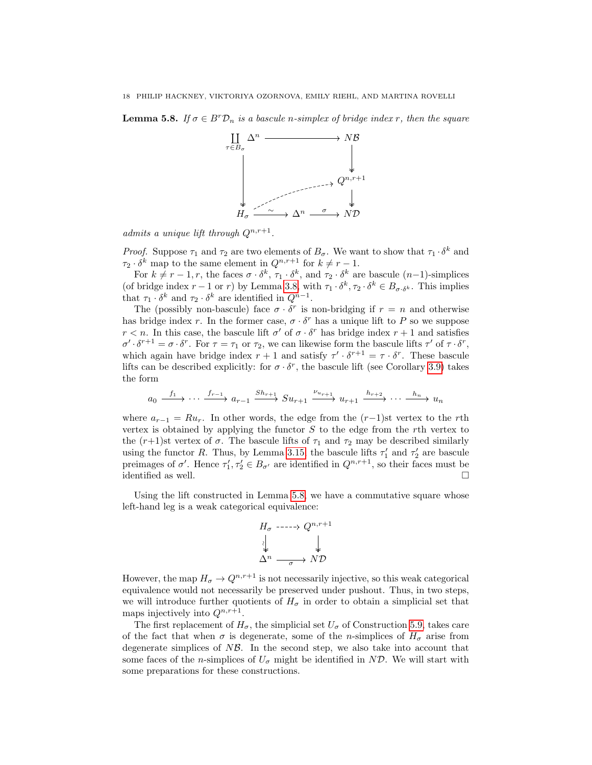**Lemma 5.8.** *If $\sigma \in B^r\mathcal{D}_n$ is a bascule $n$-simplex of bridge index $r$, then the square*

$$\begin{array}{ccc}
\coprod_{\tau \in B_\sigma} \Delta^n & \longrightarrow & N\mathcal{B} \\
\big\downarrow & & \big\downarrow \\
 & & Q^{n,r+1} \\
 & \nearrow & \big\downarrow \\
H_\sigma & \xrightarrow{\sim} \Delta^n \xrightarrow{\sigma} & N\mathcal{D}
\end{array}$$

*admits a unique lift through $Q^{n,r+1}$.*

*Proof.* Suppose $\tau_1$ and $\tau_2$ are two elements of $B_\sigma$. We want to show that $\tau_1 \cdot \delta^k$ and $\tau_2 \cdot \delta^k$ map to the same element in $Q^{n,r+1}$ for $k \neq r-1$.

For $k \neq r-1, r$, the faces $\sigma \cdot \delta^k$, $\tau_1 \cdot \delta^k$, and $\tau_2 \cdot \delta^k$ are bascule $(n-1)$-simplices (of bridge index $r-1$ or $r$) by Lemma 3.8, with $\tau_1 \cdot \delta^k, \tau_2 \cdot \delta^k \in B_{\sigma \cdot \delta^k}$. This implies that $\tau_1 \cdot \delta^k$ and $\tau_2 \cdot \delta^k$ are identified in $Q^{n-1}$.

The (possibly non-bascule) face $\sigma \cdot \delta^r$ is non-bridging if $r = n$ and otherwise has bridge index $r$. In the former case, $\sigma \cdot \delta^r$ has a unique lift to $P$ so we suppose $r < n$. In this case, the bascule lift $\sigma'$ of $\sigma \cdot \delta^r$ has bridge index $r+1$ and satisfies $\sigma' \cdot \delta^{r+1} = \sigma \cdot \delta^r$. For $\tau = \tau_1$ or $\tau_2$, we can likewise form the bascule lifts $\tau'$ of $\tau \cdot \delta^r$, which again have bridge index $r+1$ and satisfy $\tau' \cdot \delta^{r+1} = \tau \cdot \delta^r$. These bascule lifts can be described explicitly: for $\sigma \cdot \delta^r$, the bascule lift (see Corollary 3.9) takes the form

$$a_0 \xrightarrow{f_1} \cdots \xrightarrow{f_{r-1}} a_{r-1} \xrightarrow{Sh_{r+1}} Su_{r+1} \xrightarrow{\nu_{u_{r+1}}} u_{r+1} \xrightarrow{h_{r+2}} \cdots \xrightarrow{h_n} u_n$$

where $a_{r-1} = Ru_r$. In other words, the edge from the $(r-1)$st vertex to the $r$th vertex is obtained by applying the functor $S$ to the edge from the $r$th vertex to the $(r+1)$st vertex of $\sigma$. The bascule lifts of $\tau_1$ and $\tau_2$ may be described similarly using the functor $R$. Thus, by Lemma 3.15, the bascule lifts $\tau_1'$ and $\tau_2'$ are bascule preimages of $\sigma'$. Hence $\tau_1', \tau_2' \in B_{\sigma'}$ are identified in $Q^{n,r+1}$, so their faces must be identified as well. $\square$

Using the lift constructed in Lemma 5.8, we have a commutative square whose left-hand leg is a weak categorical equivalence:

$$\begin{array}{ccc}
H_\sigma & \dashrightarrow & Q^{n,r+1} \\
\wr\big\downarrow & & \big\downarrow \\
\Delta^n & \xrightarrow{\sigma} & N\mathcal{D}
\end{array}$$

However, the map $H_\sigma \to Q^{n,r+1}$ is not necessarily injective, so this weak categorical equivalence would not necessarily be preserved under pushout. Thus, in two steps, we will introduce further quotients of $H_\sigma$ in order to obtain a simplicial set that maps injectively into $Q^{n,r+1}$.

The first replacement of $H_\sigma$, the simplicial set $U_\sigma$ of Construction 5.9, takes care of the fact that when $\sigma$ is degenerate, some of the $n$-simplices of $H_\sigma$ arise from degenerate simplices of $N\mathcal{B}$. In the second step, we also take into account that some faces of the $n$-simplices of $U_\sigma$ might be identified in $N\mathcal{D}$. We will start with some preparations for these constructions.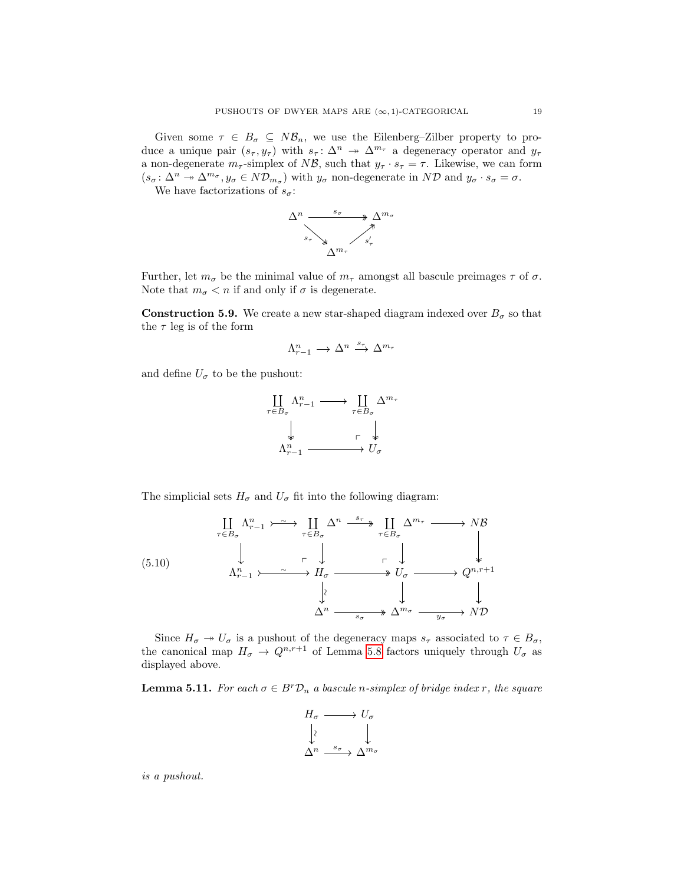Given some $\tau \in B_\sigma \subseteq N\mathcal{B}_n$, we use the Eilenberg–Zilber property to produce a unique pair $(s_\tau, y_\tau)$ with $s_\tau \colon \Delta^n \twoheadrightarrow \Delta^{m_\tau}$ a degeneracy operator and $y_\tau$ a non-degenerate $m_\tau$-simplex of $N\mathcal{B}$, such that $y_\tau \cdot s_\tau = \tau$. Likewise, we can form $(s_\sigma \colon \Delta^n \twoheadrightarrow \Delta^{m_\sigma}, y_\sigma \in N\mathcal{D}_{m_\sigma})$ with $y_\sigma$ non-degenerate in $N\mathcal{D}$ and $y_\sigma \cdot s_\sigma = \sigma$.

We have factorizations of $s_\sigma$:

$$\begin{array}{ccc} \Delta^n & \overset{s_\sigma}{\twoheadrightarrow} & \Delta^{m_\sigma} \\ & {\scriptstyle s_\tau} \searrow \quad \nearrow {\scriptstyle s'_\tau} & \\ & \Delta^{m_\tau} & \end{array}$$

Further, let $m_\sigma$ be the minimal value of $m_\tau$ amongst all bascule preimages $\tau$ of $\sigma$. Note that $m_\sigma < n$ if and only if $\sigma$ is degenerate.

**Construction 5.9.** We create a new star-shaped diagram indexed over $B_\sigma$ so that the $\tau$ leg is of the form

$$\Lambda^n_{r-1} \longrightarrow \Delta^n \xrightarrow{s_\tau} \Delta^{m_\tau}$$

and define $U_\sigma$ to be the pushout:

$$\begin{array}{ccc} \coprod_{\tau \in B_\sigma} \Lambda^n_{r-1} & \longrightarrow & \coprod_{\tau \in B_\sigma} \Delta^{m_\tau} \\ \downarrow & & \downarrow \\ \Lambda^n_{r-1} & \longrightarrow & U_\sigma \end{array}$$

The simplicial sets $H_\sigma$ and $U_\sigma$ fit into the following diagram:

$$(5.10)\qquad \begin{array}{ccccccc} \coprod_{\tau \in B_\sigma} \Lambda^n_{r-1} & \overset{\sim}{\rightarrowtail} & \coprod_{\tau \in B_\sigma} \Delta^n & \overset{s_\tau}{\twoheadrightarrow} & \coprod_{\tau \in B_\sigma} \Delta^{m_\tau} & \longrightarrow & N\mathcal{B} \\ \downarrow & & \downarrow & & \downarrow & & \downarrow \\ \Lambda^n_{r-1} & \overset{\sim}{\rightarrowtail} & H_\sigma & \twoheadrightarrow & U_\sigma & \longrightarrow & Q^{n,r+1} \\ & & \downarrow \wr & & \downarrow & & \downarrow \\ & & \Delta^n & \underset{s_\sigma}{\twoheadrightarrow} & \Delta^{m_\sigma} & \underset{y_\sigma}{\longrightarrow} & N\mathcal{D} \end{array}$$

Since $H_\sigma \twoheadrightarrow U_\sigma$ is a pushout of the degeneracy maps $s_\tau$ associated to $\tau \in B_\sigma$, the canonical map $H_\sigma \to Q^{n,r+1}$ of Lemma 5.8 factors uniquely through $U_\sigma$ as displayed above.

**Lemma 5.11.** *For each $\sigma \in B^r\mathcal{D}_n$ a bascule $n$-simplex of bridge index $r$, the square*

$$\begin{array}{ccc} H_\sigma & \longrightarrow & U_\sigma \\ \downarrow \wr & & \downarrow \\ \Delta^n & \xrightarrow{s_\sigma} & \Delta^{m_\sigma} \end{array}$$

*is a pushout.*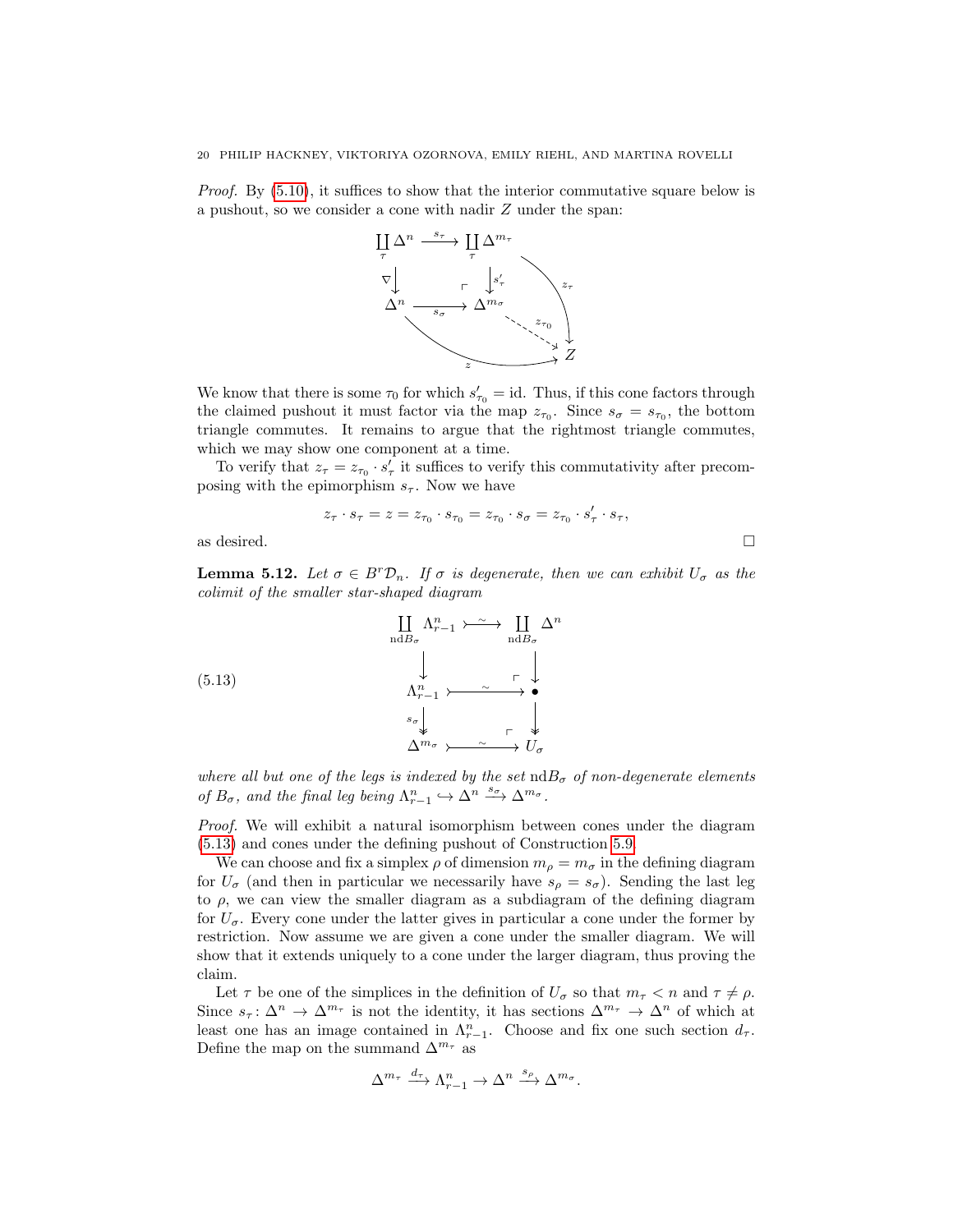*Proof.* By (5.10), it suffices to show that the interior commutative square below is a pushout, so we consider a cone with nadir $Z$ under the span:

$$
\begin{array}{ccccc}
\coprod_\tau \Delta^n & \xrightarrow{s_\tau} & \coprod_\tau \Delta^{m_\tau} & & \\
\nabla \downarrow & & \downarrow s'_\tau & \searrow^{z_\tau} & \\
\Delta^n & \xrightarrow{s_\sigma} & \Delta^{m_\sigma} & \overset{z_{\tau_0}}{\dashrightarrow} & Z \\
& \searrow_{z} & & & 
\end{array}
$$

We know that there is some $\tau_0$ for which $s'_{\tau_0} = \mathrm{id}$. Thus, if this cone factors through the claimed pushout it must factor via the map $z_{\tau_0}$. Since $s_\sigma = s_{\tau_0}$, the bottom triangle commutes. It remains to argue that the rightmost triangle commutes, which we may show one component at a time.

To verify that $z_\tau = z_{\tau_0} \cdot s'_\tau$ it suffices to verify this commutativity after precomposing with the epimorphism $s_\tau$. Now we have

$$z_\tau \cdot s_\tau = z = z_{\tau_0} \cdot s_{\tau_0} = z_{\tau_0} \cdot s_\sigma = z_{\tau_0} \cdot s'_\tau \cdot s_\tau,$$

as desired. □

**Lemma 5.12.** *Let $\sigma \in B^r\mathcal{D}_n$. If $\sigma$ is degenerate, then we can exhibit $U_\sigma$ as the colimit of the smaller star-shaped diagram*

$$
\begin{array}{ccc}
\coprod_{\mathrm{nd}B_\sigma} \Lambda^n_{r-1} & \overset{\sim}{\rightarrowtail} & \coprod_{\mathrm{nd}B_\sigma} \Delta^n \\
\downarrow & & \downarrow \\
\Lambda^n_{r-1} & \overset{\sim}{\rightarrowtail} & \bullet \\
s_\sigma \downarrow & & \downarrow \\
\Delta^{m_\sigma} & \overset{\sim}{\rightarrowtail} & U_\sigma
\end{array}
\tag{5.13}
$$

*where all but one of the legs is indexed by the set $\mathrm{nd}B_\sigma$ of non-degenerate elements of $B_\sigma$, and the final leg being $\Lambda^n_{r-1} \hookrightarrow \Delta^n \xrightarrow{s_\sigma} \Delta^{m_\sigma}$.*

*Proof.* We will exhibit a natural isomorphism between cones under the diagram (5.13) and cones under the defining pushout of Construction 5.9.

We can choose and fix a simplex $\rho$ of dimension $m_\rho = m_\sigma$ in the defining diagram for $U_\sigma$ (and then in particular we necessarily have $s_\rho = s_\sigma$). Sending the last leg to $\rho$, we can view the smaller diagram as a subdiagram of the defining diagram for $U_\sigma$. Every cone under the latter gives in particular a cone under the former by restriction. Now assume we are given a cone under the smaller diagram. We will show that it extends uniquely to a cone under the larger diagram, thus proving the claim.

Let $\tau$ be one of the simplices in the definition of $U_\sigma$ so that $m_\tau < n$ and $\tau \neq \rho$. Since $s_\tau \colon \Delta^n \to \Delta^{m_\tau}$ is not the identity, it has sections $\Delta^{m_\tau} \to \Delta^n$ of which at least one has an image contained in $\Lambda^n_{r-1}$. Choose and fix one such section $d_\tau$. Define the map on the summand $\Delta^{m_\tau}$ as

$$\Delta^{m_\tau} \xrightarrow{d_\tau} \Lambda^n_{r-1} \to \Delta^n \xrightarrow{s_\rho} \Delta^{m_\sigma}.$$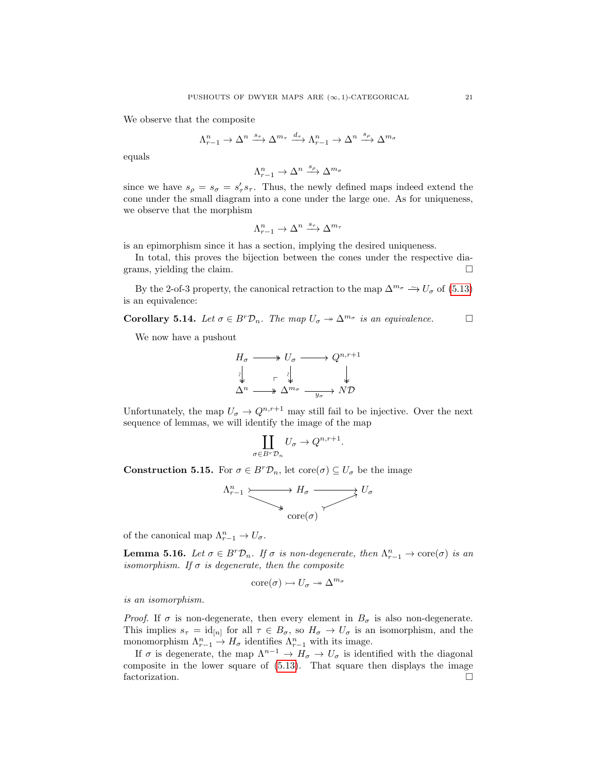We observe that the composite

$$\Lambda^n_{r-1} \to \Delta^n \xrightarrow{s_\tau} \Delta^{m_\tau} \xrightarrow{d_\tau} \Lambda^n_{r-1} \to \Delta^n \xrightarrow{s_\rho} \Delta^{m_\sigma}$$

equals

$$\Lambda^n_{r-1} \to \Delta^n \xrightarrow{s_\rho} \Delta^{m_\sigma}$$

since we have $s_\rho = s_\sigma = s'_\tau s_\tau$. Thus, the newly defined maps indeed extend the cone under the small diagram into a cone under the large one. As for uniqueness, we observe that the morphism

$$\Lambda^n_{r-1} \to \Delta^n \xrightarrow{s_\tau} \Delta^{m_\tau}$$

is an epimorphism since it has a section, implying the desired uniqueness.

In total, this proves the bijection between the cones under the respective diagrams, yielding the claim. $\square$

By the 2-of-3 property, the canonical retraction to the map $\Delta^{m_\sigma} \xrightarrow{\sim} U_\sigma$ of (5.13) is an equivalence:

**Corollary 5.14.** *Let $\sigma \in B^r\mathcal{D}_n$. The map $U_\sigma \twoheadrightarrow \Delta^{m_\sigma}$ is an equivalence.* $\square$

We now have a pushout

$$\begin{array}{ccccc}
H_\sigma & \longrightarrow & U_\sigma & \longrightarrow & Q^{n,r+1} \\
\wr\downarrow & & \wr\downarrow & & \downarrow \\
\Delta^n & \twoheadrightarrow & \Delta^{m_\sigma} & \xrightarrow{y_\sigma} & N\mathcal{D}
\end{array}$$

Unfortunately, the map $U_\sigma \to Q^{n,r+1}$ may still fail to be injective. Over the next sequence of lemmas, we will identify the image of the map

$$\coprod_{\sigma \in B^r\mathcal{D}_n} U_\sigma \to Q^{n,r+1}.$$

**Construction 5.15.** For $\sigma \in B^r\mathcal{D}_n$, let $\mathrm{core}(\sigma) \subseteq U_\sigma$ be the image

$$\begin{array}{ccccc}
\Lambda^n_{r-1} & \rightarrowtail & H_\sigma & \longrightarrow & U_\sigma \\
& \searrow & & \nearrow & \\
& & \mathrm{core}(\sigma) & &
\end{array}$$

of the canonical map $\Lambda^n_{r-1} \to U_\sigma$.

**Lemma 5.16.** *Let $\sigma \in B^r\mathcal{D}_n$. If $\sigma$ is non-degenerate, then $\Lambda^n_{r-1} \to \mathrm{core}(\sigma)$ is an isomorphism. If $\sigma$ is degenerate, then the composite*

$$\mathrm{core}(\sigma) \rightarrowtail U_\sigma \twoheadrightarrow \Delta^{m_\sigma}$$

*is an isomorphism.*

*Proof.* If $\sigma$ is non-degenerate, then every element in $B_\sigma$ is also non-degenerate. This implies $s_\tau = \mathrm{id}_{[n]}$ for all $\tau \in B_\sigma$, so $H_\sigma \to U_\sigma$ is an isomorphism, and the monomorphism $\Lambda^n_{r-1} \to H_\sigma$ identifies $\Lambda^n_{r-1}$ with its image.

If $\sigma$ is degenerate, the map $\Lambda^{n-1} \to H_\sigma \to U_\sigma$ is identified with the diagonal composite in the lower square of (5.13). That square then displays the image factorization. $\square$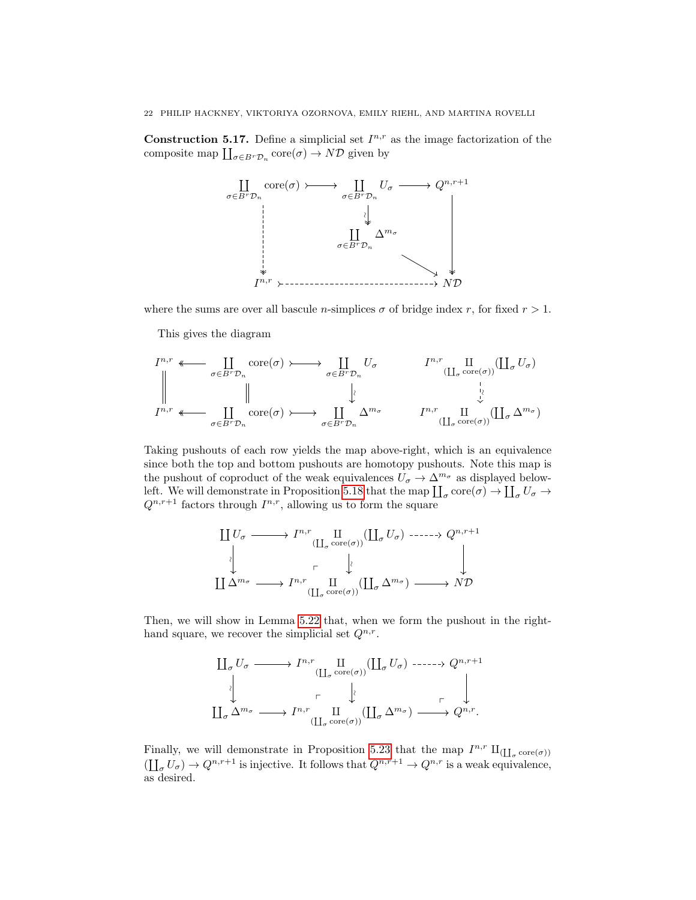**Construction 5.17.** Define a simplicial set $I^{n,r}$ as the image factorization of the composite map $\coprod_{\sigma \in B^r\mathcal{D}_n} \mathrm{core}(\sigma) \to N\mathcal{D}$ given by

$$
\begin{array}{ccccc}
\coprod_{\sigma \in B^r\mathcal{D}_n} \mathrm{core}(\sigma) & \rightarrowtail & \coprod_{\sigma \in B^r\mathcal{D}_n} U_\sigma & \longrightarrow & Q^{n,r+1} \\
\big\downarrow & & \big\downarrow \wr & & \big\downarrow \\
 & & \coprod_{\sigma \in B^r\mathcal{D}_n} \Delta^{m_\sigma} & \searrow & \\
I^{n,r} & & \rightarrowtail & & N\mathcal{D}
\end{array}
$$

where the sums are over all bascule $n$-simplices $\sigma$ of bridge index $r$, for fixed $r > 1$.

This gives the diagram

$$
\begin{array}{ccccc}
I^{n,r} & \twoheadleftarrow & \coprod_{\sigma \in B^r\mathcal{D}_n} \mathrm{core}(\sigma) & \rightarrowtail & \coprod_{\sigma \in B^r\mathcal{D}_n} U_\sigma \\
\| & & \| & & \big\downarrow \wr \\
I^{n,r} & \twoheadleftarrow & \coprod_{\sigma \in B^r\mathcal{D}_n} \mathrm{core}(\sigma) & \rightarrowtail & \coprod_{\sigma \in B^r\mathcal{D}_n} \Delta^{m_\sigma}
\end{array}
\qquad
\begin{array}{c}
I^{n,r} \amalg_{(\coprod_\sigma \mathrm{core}(\sigma))} (\coprod_\sigma U_\sigma) \\
\big\downarrow \wr \\
I^{n,r} \amalg_{(\coprod_\sigma \mathrm{core}(\sigma))} (\coprod_\sigma \Delta^{m_\sigma})
\end{array}
$$

Taking pushouts of each row yields the map above-right, which is an equivalence since both the top and bottom pushouts are homotopy pushouts. Note this map is the pushout of coproduct of the weak equivalences $U_\sigma \to \Delta^{m_\sigma}$ as displayed below-left. We will demonstrate in Proposition 5.18 that the map $\coprod_\sigma \mathrm{core}(\sigma) \to \coprod_\sigma U_\sigma \to Q^{n,r+1}$ factors through $I^{n,r}$, allowing us to form the square

$$
\begin{array}{ccccc}
\coprod U_\sigma & \longrightarrow & I^{n,r} \amalg_{(\coprod_\sigma \mathrm{core}(\sigma))} (\coprod_\sigma U_\sigma) & \dashrightarrow & Q^{n,r+1} \\
\big\downarrow \wr & \ulcorner & \big\downarrow \wr & & \big\downarrow \\
\coprod \Delta^{m_\sigma} & \longrightarrow & I^{n,r} \amalg_{(\coprod_\sigma \mathrm{core}(\sigma))} (\coprod_\sigma \Delta^{m_\sigma}) & \longrightarrow & N\mathcal{D}
\end{array}
$$

Then, we will show in Lemma 5.22 that, when we form the pushout in the right-hand square, we recover the simplicial set $Q^{n,r}$.

$$
\begin{array}{ccccc}
\coprod_\sigma U_\sigma & \longrightarrow & I^{n,r} \amalg_{(\coprod_\sigma \mathrm{core}(\sigma))} (\coprod_\sigma U_\sigma) & \dashrightarrow & Q^{n,r+1} \\
\big\downarrow \wr & \ulcorner & \big\downarrow \wr & \ulcorner & \big\downarrow \\
\coprod_\sigma \Delta^{m_\sigma} & \longrightarrow & I^{n,r} \amalg_{(\coprod_\sigma \mathrm{core}(\sigma))} (\coprod_\sigma \Delta^{m_\sigma}) & \longrightarrow & Q^{n,r}.
\end{array}
$$

Finally, we will demonstrate in Proposition 5.23 that the map $I^{n,r} \amalg_{(\coprod_\sigma \mathrm{core}(\sigma))} (\coprod_\sigma U_\sigma) \to Q^{n,r+1}$ is injective. It follows that $Q^{n,r+1} \to Q^{n,r}$ is a weak equivalence, as desired.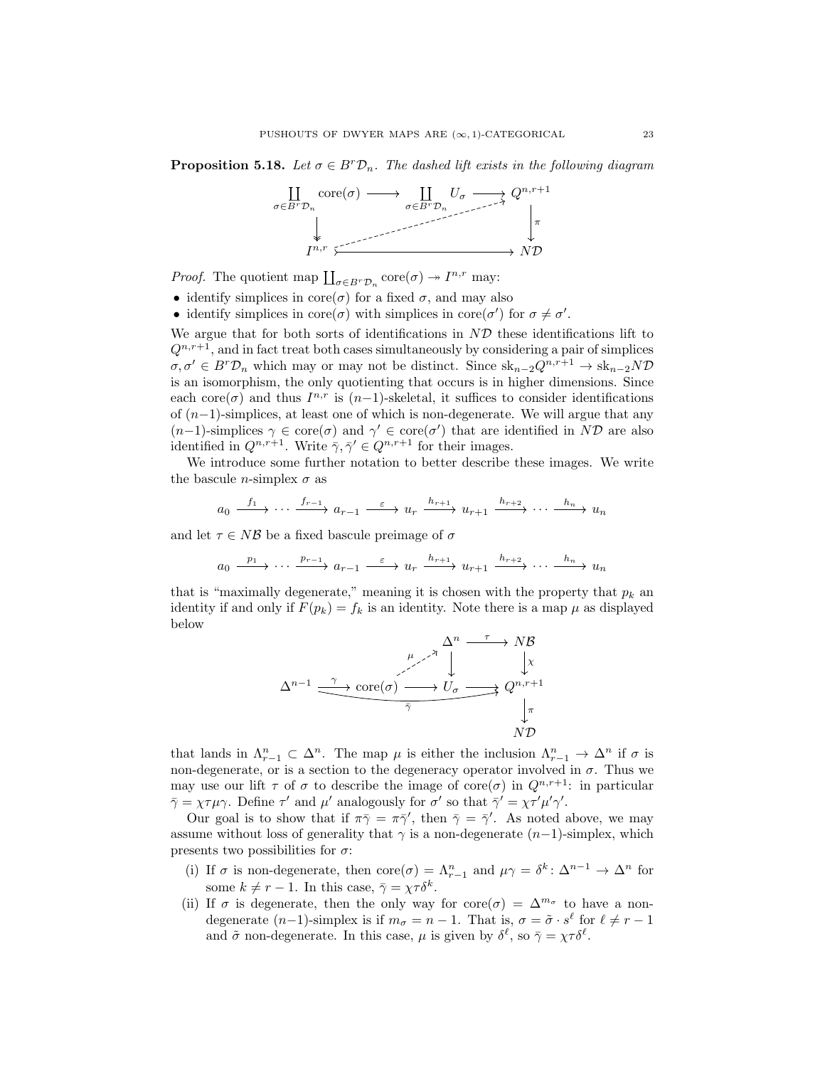**Proposition 5.18.** *Let $\sigma \in B^r\mathcal{D}_n$. The dashed lift exists in the following diagram*

$$
\begin{array}{ccccc}
\coprod_{\sigma \in B^r\mathcal{D}_n} \operatorname{core}(\sigma) & \longrightarrow & \coprod_{\sigma \in B^r\mathcal{D}_n} U_\sigma & \longrightarrow & Q^{n,r+1} \\
\big\downarrow & & & \nearrow & \big\downarrow \pi \\
I^{n,r} & & \longrightarrow & & N\mathcal{D}
\end{array}
$$

*Proof.* The quotient map $\coprod_{\sigma \in B^r\mathcal{D}_n} \operatorname{core}(\sigma) \twoheadrightarrow I^{n,r}$ may:

- identify simplices in $\operatorname{core}(\sigma)$ for a fixed $\sigma$, and may also
- identify simplices in $\operatorname{core}(\sigma)$ with simplices in $\operatorname{core}(\sigma')$ for $\sigma \neq \sigma'$.

We argue that for both sorts of identifications in $N\mathcal{D}$ these identifications lift to $Q^{n,r+1}$, and in fact treat both cases simultaneously by considering a pair of simplices $\sigma, \sigma' \in B^r\mathcal{D}_n$ which may or may not be distinct. Since $\operatorname{sk}_{n-2}Q^{n,r+1} \to \operatorname{sk}_{n-2}N\mathcal{D}$ is an isomorphism, the only quotienting that occurs is in higher dimensions. Since each $\operatorname{core}(\sigma)$ and thus $I^{n,r}$ is $(n-1)$-skeletal, it suffices to consider identifications of $(n-1)$-simplices, at least one of which is non-degenerate. We will argue that any $(n-1)$-simplices $\gamma \in \operatorname{core}(\sigma)$ and $\gamma' \in \operatorname{core}(\sigma')$ that are identified in $N\mathcal{D}$ are also identified in $Q^{n,r+1}$. Write $\bar{\gamma}, \bar{\gamma}' \in Q^{n,r+1}$ for their images.

We introduce some further notation to better describe these images. We write the bascule $n$-simplex $\sigma$ as

$$a_0 \xrightarrow{f_1} \cdots \xrightarrow{f_{r-1}} a_{r-1} \xrightarrow{\varepsilon} u_r \xrightarrow{h_{r+1}} u_{r+1} \xrightarrow{h_{r+2}} \cdots \xrightarrow{h_n} u_n$$

and let $\tau \in N\mathcal{B}$ be a fixed bascule preimage of $\sigma$

$$a_0 \xrightarrow{p_1} \cdots \xrightarrow{p_{r-1}} a_{r-1} \xrightarrow{\varepsilon} u_r \xrightarrow{h_{r+1}} u_{r+1} \xrightarrow{h_{r+2}} \cdots \xrightarrow{h_n} u_n$$

that is "maximally degenerate," meaning it is chosen with the property that $p_k$ an identity if and only if $F(p_k) = f_k$ is an identity. Note there is a map $\mu$ as displayed below

$$
\begin{array}{ccccccc}
 & & & & \Delta^n & \xrightarrow{\tau} & N\mathcal{B} \\
 & & & \overset{\mu}{\nearrow} & \big\downarrow & & \big\downarrow \chi \\
\Delta^{n-1} & \xrightarrow{\gamma} & \operatorname{core}(\sigma) & \longrightarrow & U_\sigma & \longrightarrow & Q^{n,r+1} \\
 & & & & & & \big\downarrow \pi \\
 & & & & & & N\mathcal{D}
\end{array}
$$

(with the composite $\Delta^{n-1} \to Q^{n,r+1}$ labeled $\bar{\gamma}$)

that lands in $\Lambda^n_{r-1} \subset \Delta^n$. The map $\mu$ is either the inclusion $\Lambda^n_{r-1} \to \Delta^n$ if $\sigma$ is non-degenerate, or is a section to the degeneracy operator involved in $\sigma$. Thus we may use our lift $\tau$ of $\sigma$ to describe the image of $\operatorname{core}(\sigma)$ in $Q^{n,r+1}$: in particular $\bar{\gamma} = \chi\tau\mu\gamma$. Define $\tau'$ and $\mu'$ analogously for $\sigma'$ so that $\bar{\gamma}' = \chi\tau'\mu'\gamma'$.

Our goal is to show that if $\pi\bar{\gamma} = \pi\bar{\gamma}'$, then $\bar{\gamma} = \bar{\gamma}'$. As noted above, we may assume without loss of generality that $\gamma$ is a non-degenerate $(n-1)$-simplex, which presents two possibilities for $\sigma$:

(i) If $\sigma$ is non-degenerate, then $\operatorname{core}(\sigma) = \Lambda^n_{r-1}$ and $\mu\gamma = \delta^k \colon \Delta^{n-1} \to \Delta^n$ for some $k \neq r-1$. In this case, $\bar{\gamma} = \chi\tau\delta^k$.

(ii) If $\sigma$ is degenerate, then the only way for $\operatorname{core}(\sigma) = \Delta^{m_\sigma}$ to have a non-degenerate $(n-1)$-simplex is if $m_\sigma = n-1$. That is, $\sigma = \tilde{\sigma} \cdot s^\ell$ for $\ell \neq r-1$ and $\tilde{\sigma}$ non-degenerate. In this case, $\mu$ is given by $\delta^\ell$, so $\bar{\gamma} = \chi\tau\delta^\ell$.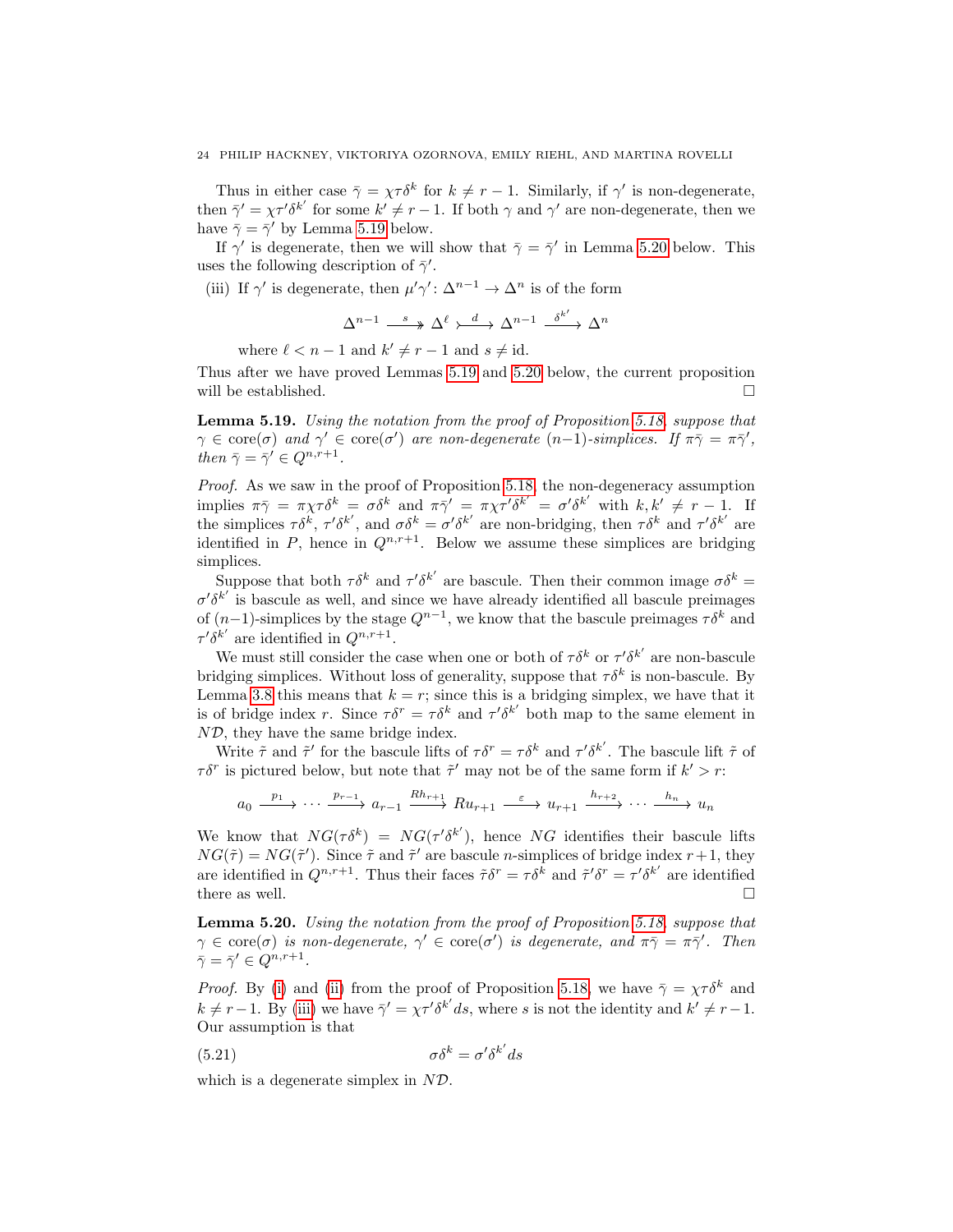Thus in either case $\bar{\gamma} = \chi\tau\delta^k$ for $k \neq r-1$. Similarly, if $\gamma'$ is non-degenerate, then $\bar{\gamma}' = \chi\tau'\delta^{k'}$ for some $k' \neq r-1$. If both $\gamma$ and $\gamma'$ are non-degenerate, then we have $\bar{\gamma} = \bar{\gamma}'$ by Lemma 5.19 below.

If $\gamma'$ is degenerate, then we will show that $\bar{\gamma} = \bar{\gamma}'$ in Lemma 5.20 below. This uses the following description of $\bar{\gamma}'$.

(iii) If $\gamma'$ is degenerate, then $\mu'\gamma' \colon \Delta^{n-1} \to \Delta^n$ is of the form

$$\Delta^{n-1} \xrightarrow{s} \Delta^\ell \xrightarrow{d} \Delta^{n-1} \xrightarrow{\delta^{k'}} \Delta^n$$

where $\ell < n-1$ and $k' \neq r-1$ and $s \neq \mathrm{id}$.

Thus after we have proved Lemmas 5.19 and 5.20 below, the current proposition will be established. $\square$

**Lemma 5.19.** *Using the notation from the proof of Proposition 5.18, suppose that $\gamma \in \mathrm{core}(\sigma)$ and $\gamma' \in \mathrm{core}(\sigma')$ are non-degenerate $(n-1)$-simplices. If $\pi\bar{\gamma} = \pi\bar{\gamma}'$, then $\bar{\gamma} = \bar{\gamma}' \in Q^{n,r+1}$.*

*Proof.* As we saw in the proof of Proposition 5.18, the non-degeneracy assumption implies $\pi\bar{\gamma} = \pi\chi\tau\delta^k = \sigma\delta^k$ and $\pi\bar{\gamma}' = \pi\chi\tau'\delta^{k'} = \sigma'\delta^{k'}$ with $k, k' \neq r-1$. If the simplices $\tau\delta^k$, $\tau'\delta^{k'}$, and $\sigma\delta^k = \sigma'\delta^{k'}$ are non-bridging, then $\tau\delta^k$ and $\tau'\delta^{k'}$ are identified in $P$, hence in $Q^{n,r+1}$. Below we assume these simplices are bridging simplices.

Suppose that both $\tau\delta^k$ and $\tau'\delta^{k'}$ are bascule. Then their common image $\sigma\delta^k = \sigma'\delta^{k'}$ is bascule as well, and since we have already identified all bascule preimages of $(n-1)$-simplices by the stage $Q^{n-1}$, we know that the bascule preimages $\tau\delta^k$ and $\tau'\delta^{k'}$ are identified in $Q^{n,r+1}$.

We must still consider the case when one or both of $\tau\delta^k$ or $\tau'\delta^{k'}$ are non-bascule bridging simplices. Without loss of generality, suppose that $\tau\delta^k$ is non-bascule. By Lemma 3.8 this means that $k = r$; since this is a bridging simplex, we have that it is of bridge index $r$. Since $\tau\delta^r = \tau\delta^k$ and $\tau'\delta^{k'}$ both map to the same element in $N\mathcal{D}$, they have the same bridge index.

Write $\tilde{\tau}$ and $\tilde{\tau}'$ for the bascule lifts of $\tau\delta^r = \tau\delta^k$ and $\tau'\delta^{k'}$. The bascule lift $\tilde{\tau}$ of $\tau\delta^r$ is pictured below, but note that $\tilde{\tau}'$ may not be of the same form if $k' > r$:

$$a_0 \xrightarrow{p_1} \cdots \xrightarrow{p_{r-1}} a_{r-1} \xrightarrow{Rh_{r+1}} Ru_{r+1} \xrightarrow{\varepsilon} u_{r+1} \xrightarrow{h_{r+2}} \cdots \xrightarrow{h_n} u_n$$

We know that $NG(\tau\delta^k) = NG(\tau'\delta^{k'})$, hence $NG$ identifies their bascule lifts $NG(\tilde{\tau}) = NG(\tilde{\tau}')$. Since $\tilde{\tau}$ and $\tilde{\tau}'$ are bascule $n$-simplices of bridge index $r+1$, they are identified in $Q^{n,r+1}$. Thus their faces $\tilde{\tau}\delta^r = \tau\delta^k$ and $\tilde{\tau}'\delta^r = \tau'\delta^{k'}$ are identified there as well. $\square$

**Lemma 5.20.** *Using the notation from the proof of Proposition 5.18, suppose that $\gamma \in \mathrm{core}(\sigma)$ is non-degenerate, $\gamma' \in \mathrm{core}(\sigma')$ is degenerate, and $\pi\bar{\gamma} = \pi\bar{\gamma}'$. Then $\bar{\gamma} = \bar{\gamma}' \in Q^{n,r+1}$.*

*Proof.* By (i) and (ii) from the proof of Proposition 5.18, we have $\bar{\gamma} = \chi\tau\delta^k$ and $k \neq r-1$. By (iii) we have $\bar{\gamma}' = \chi\tau'\delta^{k'}ds$, where $s$ is not the identity and $k' \neq r-1$. Our assumption is that

$$\sigma\delta^k = \sigma'\delta^{k'}ds \tag{5.21}$$

which is a degenerate simplex in $N\mathcal{D}$.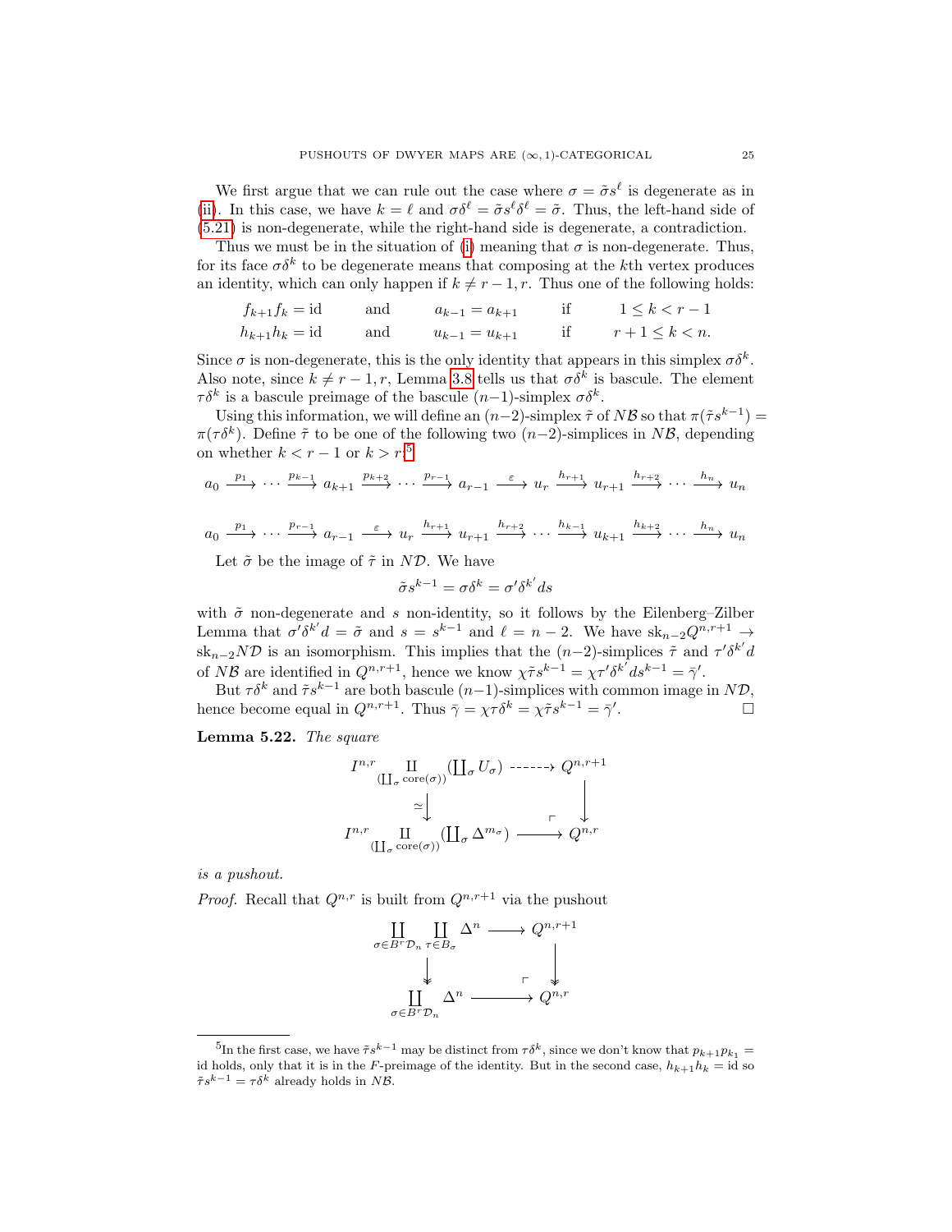We first argue that we can rule out the case where $\sigma = \tilde{\sigma} s^\ell$ is degenerate as in (ii). In this case, we have $k = \ell$ and $\sigma\delta^\ell = \tilde{\sigma} s^\ell \delta^\ell = \tilde{\sigma}$. Thus, the left-hand side of (5.21) is non-degenerate, while the right-hand side is degenerate, a contradiction.

Thus we must be in the situation of (i) meaning that $\sigma$ is non-degenerate. Thus, for its face $\sigma\delta^k$ to be degenerate means that composing at the $k$th vertex produces an identity, which can only happen if $k \neq r-1, r$. Thus one of the following holds:

$$
\begin{array}{llllll}
f_{k+1} f_k = \mathrm{id} & \quad\text{and}\quad & a_{k-1} = a_{k+1} & \quad\text{if}\quad & 1 \leq k < r-1 \\
h_{k+1} h_k = \mathrm{id} & \quad\text{and}\quad & u_{k-1} = u_{k+1} & \quad\text{if}\quad & r+1 \leq k < n.
\end{array}
$$

Since $\sigma$ is non-degenerate, this is the only identity that appears in this simplex $\sigma\delta^k$. Also note, since $k \neq r-1, r$, Lemma 3.8 tells us that $\sigma\delta^k$ is bascule. The element $\tau\delta^k$ is a bascule preimage of the bascule $(n-1)$-simplex $\sigma\delta^k$.

Using this information, we will define an $(n-2)$-simplex $\tilde{\tau}$ of $N\mathcal{B}$ so that $\pi(\tilde{\tau} s^{k-1}) = \pi(\tau\delta^k)$. Define $\tilde{\tau}$ to be one of the following two $(n-2)$-simplices in $N\mathcal{B}$, depending on whether $k < r-1$ or $k > r$:[5]

$$
a_0 \xrightarrow{p_1} \cdots \xrightarrow{p_{k-1}} a_{k+1} \xrightarrow{p_{k+2}} \cdots \xrightarrow{p_{r-1}} a_{r-1} \xrightarrow{\varepsilon} u_r \xrightarrow{h_{r+1}} u_{r+1} \xrightarrow{h_{r+2}} \cdots \xrightarrow{h_n} u_n
$$

$$
a_0 \xrightarrow{p_1} \cdots \xrightarrow{p_{r-1}} a_{r-1} \xrightarrow{\varepsilon} u_r \xrightarrow{h_{r+1}} u_{r+1} \xrightarrow{h_{r+2}} \cdots \xrightarrow{h_{k-1}} u_{k+1} \xrightarrow{h_{k+2}} \cdots \xrightarrow{h_n} u_n
$$

Let $\tilde{\sigma}$ be the image of $\tilde{\tau}$ in $N\mathcal{D}$. We have

$$
\tilde{\sigma} s^{k-1} = \sigma\delta^k = \sigma' \delta^{k'} ds
$$

with $\tilde{\sigma}$ non-degenerate and $s$ non-identity, so it follows by the Eilenberg–Zilber Lemma that $\sigma'\delta^{k'} d = \tilde{\sigma}$ and $s = s^{k-1}$ and $\ell = n-2$. We have $\mathrm{sk}_{n-2} Q^{n,r+1} \to \mathrm{sk}_{n-2} N\mathcal{D}$ is an isomorphism. This implies that the $(n-2)$-simplices $\tilde{\tau}$ and $\tau'\delta^{k'} d$ of $N\mathcal{B}$ are identified in $Q^{n,r+1}$, hence we know $\chi\tilde{\tau} s^{k-1} = \chi\tau'\delta^{k'} d s^{k-1} = \bar{\gamma}'$.

But $\tau\delta^k$ and $\tilde{\tau} s^{k-1}$ are both bascule $(n-1)$-simplices with common image in $N\mathcal{D}$, hence become equal in $Q^{n,r+1}$. Thus $\bar{\gamma} = \chi\tau\delta^k = \chi\tilde{\tau} s^{k-1} = \bar{\gamma}'$. $\square$

**Lemma 5.22.** *The square*

$$
\begin{array}{ccc}
I^{n,r} \displaystyle\coprod_{(\coprod_\sigma \mathrm{core}(\sigma))} \left(\coprod_\sigma U_\sigma\right) & \dashrightarrow & Q^{n,r+1} \\
\big\downarrow \simeq & & \big\downarrow \\
I^{n,r} \displaystyle\coprod_{(\coprod_\sigma \mathrm{core}(\sigma))} \left(\coprod_\sigma \Delta^{m_\sigma}\right) & \longrightarrow & Q^{n,r}
\end{array}
$$

*is a pushout.*

*Proof.* Recall that $Q^{n,r}$ is built from $Q^{n,r+1}$ via the pushout

$$
\begin{array}{ccc}
\displaystyle\coprod_{\sigma \in B^r\mathcal{D}_n} \coprod_{\tau \in B_\sigma} \Delta^n & \longrightarrow & Q^{n,r+1} \\
\big\downarrow & & \big\downarrow \\
\displaystyle\coprod_{\sigma \in B^r\mathcal{D}_n} \Delta^n & \longrightarrow & Q^{n,r}
\end{array}
$$

[5] In the first case, we have $\tilde{\tau} s^{k-1}$ may be distinct from $\tau\delta^k$, since we don't know that $p_{k+1} p_{k_1} = \mathrm{id}$ holds, only that it is in the $F$-preimage of the identity. But in the second case, $h_{k+1} h_k = \mathrm{id}$ so $\tilde{\tau} s^{k-1} = \tau\delta^k$ already holds in $N\mathcal{B}$.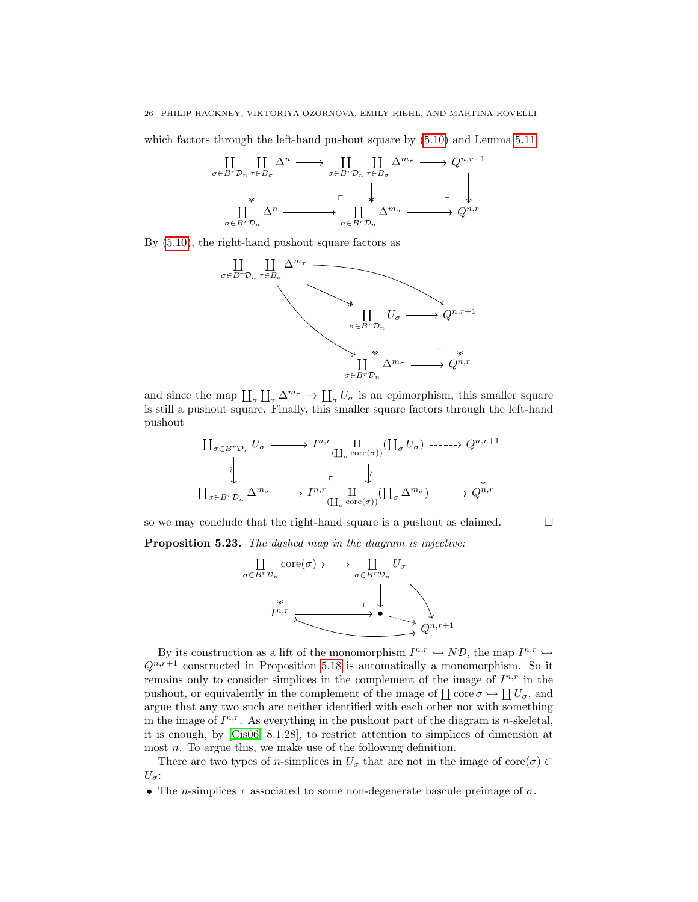which factors through the left-hand pushout square by (5.10) and Lemma 5.11

$$
\begin{array}{ccccc}
\coprod_{\sigma\in B^r\mathcal{D}_n}\coprod_{\tau\in B_\sigma}\Delta^n & \longrightarrow & \coprod_{\sigma\in B^r\mathcal{D}_n}\coprod_{\tau\in B_\sigma}\Delta^{m_\tau} & \longrightarrow & Q^{n,r+1} \\
\downarrow & & \downarrow & & \downarrow \\
\coprod_{\sigma\in B^r\mathcal{D}_n}\Delta^n & \longrightarrow & \coprod_{\sigma\in B^r\mathcal{D}_n}\Delta^{m_\sigma} & \longrightarrow & Q^{n,r}
\end{array}
$$

By (5.10), the right-hand pushout square factors as

$$
\begin{array}{ccc}
\coprod_{\sigma\in B^r\mathcal{D}_n}\coprod_{\tau\in B_\sigma}\Delta^{m_\tau} & & \\
\downarrow & & \\
\coprod_{\sigma\in B^r\mathcal{D}_n} U_\sigma & \longrightarrow & Q^{n,r+1} \\
\downarrow & & \downarrow \\
\coprod_{\sigma\in B^r\mathcal{D}_n}\Delta^{m_\sigma} & \longrightarrow & Q^{n,r}
\end{array}
$$

and since the map $\coprod_\sigma\coprod_\tau \Delta^{m_\tau}\to\coprod_\sigma U_\sigma$ is an epimorphism, this smaller square is still a pushout square. Finally, this smaller square factors through the left-hand pushout

$$
\begin{array}{ccccc}
\coprod_{\sigma\in B^r\mathcal{D}_n} U_\sigma & \longrightarrow & I^{n,r}\amalg_{(\coprod_\sigma \mathrm{core}(\sigma))}(\coprod_\sigma U_\sigma) & \dashrightarrow & Q^{n,r+1} \\
\wr\downarrow & & \wr\downarrow & & \downarrow \\
\coprod_{\sigma\in B^r\mathcal{D}_n}\Delta^{m_\sigma} & \longrightarrow & I^{n,r}\amalg_{(\coprod_\sigma \mathrm{core}(\sigma))}(\coprod_\sigma \Delta^{m_\sigma}) & \longrightarrow & Q^{n,r}
\end{array}
$$

so we may conclude that the right-hand square is a pushout as claimed. $\square$

**Proposition 5.23.** *The dashed map in the diagram is injective:*

$$
\begin{array}{ccccc}
\coprod_{\sigma\in B^r\mathcal{D}_n}\mathrm{core}(\sigma) & \rightarrowtail & \coprod_{\sigma\in B^r\mathcal{D}_n} U_\sigma & & \\
\downarrow & & \downarrow & & \\
I^{n,r} & \longrightarrow & \bullet & \dashrightarrow & Q^{n,r+1}
\end{array}
$$

By its construction as a lift of the monomorphism $I^{n,r}\rightarrowtail N\mathcal{D}$, the map $I^{n,r}\rightarrowtail Q^{n,r+1}$ constructed in Proposition 5.18 is automatically a monomorphism. So it remains only to consider simplices in the complement of the image of $I^{n,r}$ in the pushout, or equivalently in the complement of the image of $\coprod\mathrm{core}\,\sigma\rightarrowtail\coprod U_\sigma$, and argue that any two such are neither identified with each other nor with something in the image of $I^{n,r}$. As everything in the pushout part of the diagram is $n$-skeletal, it is enough, by [Cis06, 8.1.28], to restrict attention to simplices of dimension at most $n$. To argue this, we make use of the following definition.

There are two types of $n$-simplices in $U_\sigma$ that are not in the image of $\mathrm{core}(\sigma)\subset U_\sigma$:

- The $n$-simplices $\tau$ associated to some non-degenerate bascule preimage of $\sigma$.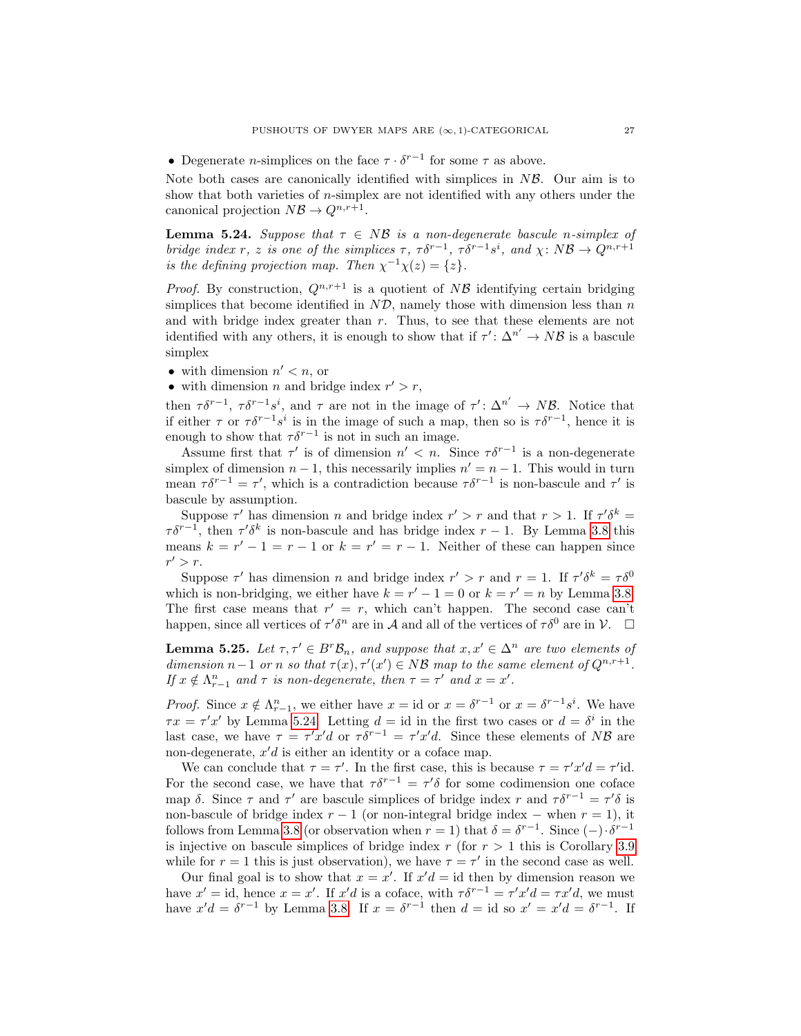- Degenerate $n$-simplices on the face $\tau \cdot \delta^{r-1}$ for some $\tau$ as above.

Note both cases are canonically identified with simplices in $N\mathcal{B}$. Our aim is to show that both varieties of $n$-simplex are not identified with any others under the canonical projection $N\mathcal{B} \to Q^{n,r+1}$.

**Lemma 5.24.** *Suppose that $\tau \in N\mathcal{B}$ is a non-degenerate bascule $n$-simplex of bridge index $r$, $z$ is one of the simplices $\tau$, $\tau\delta^{r-1}$, $\tau\delta^{r-1}s^i$, and $\chi\colon N\mathcal{B} \to Q^{n,r+1}$ is the defining projection map. Then $\chi^{-1}\chi(z) = \{z\}$.*

*Proof.* By construction, $Q^{n,r+1}$ is a quotient of $N\mathcal{B}$ identifying certain bridging simplices that become identified in $N\mathcal{D}$, namely those with dimension less than $n$ and with bridge index greater than $r$. Thus, to see that these elements are not identified with any others, it is enough to show that if $\tau'\colon \Delta^{n'} \to N\mathcal{B}$ is a bascule simplex

- with dimension $n' < n$, or
- with dimension $n$ and bridge index $r' > r$,

then $\tau\delta^{r-1}$, $\tau\delta^{r-1}s^i$, and $\tau$ are not in the image of $\tau'\colon \Delta^{n'} \to N\mathcal{B}$. Notice that if either $\tau$ or $\tau\delta^{r-1}s^i$ is in the image of such a map, then so is $\tau\delta^{r-1}$, hence it is enough to show that $\tau\delta^{r-1}$ is not in such an image.

Assume first that $\tau'$ is of dimension $n' < n$. Since $\tau\delta^{r-1}$ is a non-degenerate simplex of dimension $n-1$, this necessarily implies $n' = n-1$. This would in turn mean $\tau\delta^{r-1} = \tau'$, which is a contradiction because $\tau\delta^{r-1}$ is non-bascule and $\tau'$ is bascule by assumption.

Suppose $\tau'$ has dimension $n$ and bridge index $r' > r$ and that $r > 1$. If $\tau'\delta^k = \tau\delta^{r-1}$, then $\tau'\delta^k$ is non-bascule and has bridge index $r-1$. By Lemma 3.8 this means $k = r'-1 = r-1$ or $k = r' = r-1$. Neither of these can happen since $r' > r$.

Suppose $\tau'$ has dimension $n$ and bridge index $r' > r$ and $r = 1$. If $\tau'\delta^k = \tau\delta^0$ which is non-bridging, we either have $k = r'-1 = 0$ or $k = r' = n$ by Lemma 3.8. The first case means that $r' = r$, which can't happen. The second case can't happen, since all vertices of $\tau'\delta^n$ are in $\mathcal{A}$ and all of the vertices of $\tau\delta^0$ are in $\mathcal{V}$. $\square$

**Lemma 5.25.** *Let $\tau, \tau' \in B^r\mathcal{B}_n$, and suppose that $x, x' \in \Delta^n$ are two elements of dimension $n-1$ or $n$ so that $\tau(x), \tau'(x') \in N\mathcal{B}$ map to the same element of $Q^{n,r+1}$. If $x \notin \Lambda^n_{r-1}$ and $\tau$ is non-degenerate, then $\tau = \tau'$ and $x = x'$.*

*Proof.* Since $x \notin \Lambda^n_{r-1}$, we either have $x = \mathrm{id}$ or $x = \delta^{r-1}$ or $x = \delta^{r-1}s^i$. We have $\tau x = \tau' x'$ by Lemma 5.24. Letting $d = \mathrm{id}$ in the first two cases or $d = \delta^i$ in the last case, we have $\tau = \tau' x' d$ or $\tau\delta^{r-1} = \tau' x' d$. Since these elements of $N\mathcal{B}$ are non-degenerate, $x'd$ is either an identity or a coface map.

We can conclude that $\tau = \tau'$. In the first case, this is because $\tau = \tau' x' d = \tau' \mathrm{id}$. For the second case, we have that $\tau\delta^{r-1} = \tau'\delta$ for some codimension one coface map $\delta$. Since $\tau$ and $\tau'$ are bascule simplices of bridge index $r$ and $\tau\delta^{r-1} = \tau'\delta$ is non-bascule of bridge index $r-1$ (or non-integral bridge index – when $r = 1$), it follows from Lemma 3.8 (or observation when $r = 1$) that $\delta = \delta^{r-1}$. Since $(-)\cdot\delta^{r-1}$ is injective on bascule simplices of bridge index $r$ (for $r > 1$ this is Corollary 3.9 while for $r = 1$ this is just observation), we have $\tau = \tau'$ in the second case as well.

Our final goal is to show that $x = x'$. If $x'd = \mathrm{id}$ then by dimension reason we have $x' = \mathrm{id}$, hence $x = x'$. If $x'd$ is a coface, with $\tau\delta^{r-1} = \tau' x' d = \tau x' d$, we must have $x'd = \delta^{r-1}$ by Lemma 3.8. If $x = \delta^{r-1}$ then $d = \mathrm{id}$ so $x' = x'd = \delta^{r-1}$. If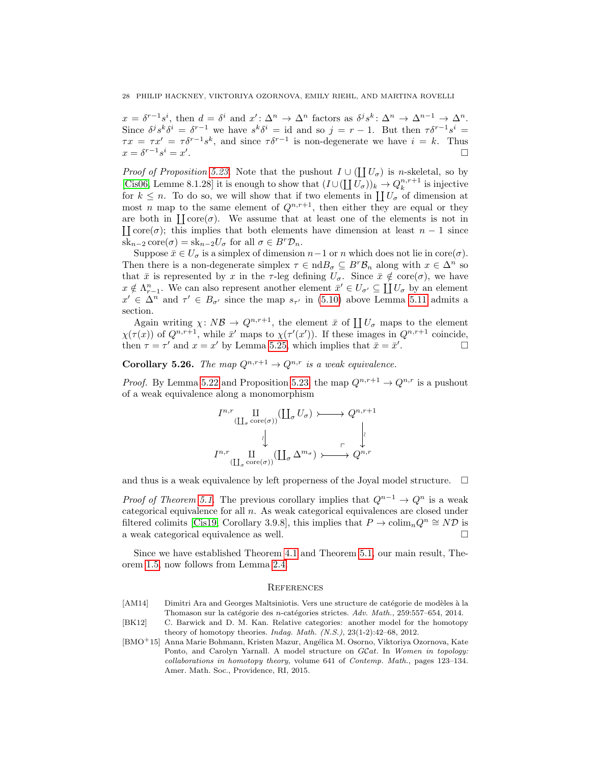$x = \delta^{r-1}s^i$, then $d = \delta^i$ and $x' \colon \Delta^n \to \Delta^n$ factors as $\delta^j s^k \colon \Delta^n \to \Delta^{n-1} \to \Delta^n$. Since $\delta^j s^k \delta^i = \delta^{r-1}$ we have $s^k\delta^i = \mathrm{id}$ and so $j = r-1$. But then $\tau\delta^{r-1}s^i = \tau x = \tau x' = \tau\delta^{r-1}s^k$, and since $\tau\delta^{r-1}$ is non-degenerate we have $i = k$. Thus $x = \delta^{r-1}s^i = x'$. □

*Proof of Proposition 5.23.* Note that the pushout $I \cup (\coprod U_\sigma)$ is $n$-skeletal, so by [Cis06, Lemme 8.1.28] it is enough to show that $(I \cup (\coprod U_\sigma))_k \to Q^{n,r+1}_k$ is injective for $k \leq n$. To do so, we will show that if two elements in $\coprod U_\sigma$ of dimension at most $n$ map to the same element of $Q^{n,r+1}$, then either they are equal or they are both in $\coprod \mathrm{core}(\sigma)$. We assume that at least one of the elements is not in $\coprod \mathrm{core}(\sigma)$; this implies that both elements have dimension at least $n-1$ since $\mathrm{sk}_{n-2}\,\mathrm{core}(\sigma) = \mathrm{sk}_{n-2}U_\sigma$ for all $\sigma \in B^r\mathcal{D}_n$.

Suppose $\bar{x} \in U_\sigma$ is a simplex of dimension $n-1$ or $n$ which does not lie in $\mathrm{core}(\sigma)$. Then there is a non-degenerate simplex $\tau \in \mathrm{nd}B_\sigma \subseteq B^r\mathcal{B}_n$ along with $x \in \Delta^n$ so that $\bar{x}$ is represented by $x$ in the $\tau$-leg defining $U_\sigma$. Since $\bar{x} \notin \mathrm{core}(\sigma)$, we have $x \notin \Lambda^n_{r-1}$. We can also represent another element $\bar{x}' \in U_{\sigma'} \subseteq \coprod U_\sigma$ by an element $x' \in \Delta^n$ and $\tau' \in B_{\sigma'}$ since the map $s_{\tau'}$ in (5.10) above Lemma 5.11 admits a section.

Again writing $\chi \colon N\mathcal{B} \to Q^{n,r+1}$, the element $\bar{x}$ of $\coprod U_\sigma$ maps to the element $\chi(\tau(x))$ of $Q^{n,r+1}$, while $\bar{x}'$ maps to $\chi(\tau'(x'))$. If these images in $Q^{n,r+1}$ coincide, then $\tau = \tau'$ and $x = x'$ by Lemma 5.25, which implies that $\bar{x} = \bar{x}'$. □

**Corollary 5.26.** *The map $Q^{n,r+1} \to Q^{n,r}$ is a weak equivalence.*

*Proof.* By Lemma 5.22 and Proposition 5.23, the map $Q^{n,r+1} \to Q^{n,r}$ is a pushout of a weak equivalence along a monomorphism

$$\begin{array}{ccc}
I^{n,r} \displaystyle\coprod_{(\coprod_\sigma \mathrm{core}(\sigma))} (\textstyle\coprod_\sigma U_\sigma) & \rightarrowtail & Q^{n,r+1} \\
\downarrow\wr & & \downarrow\wr \\
I^{n,r} \displaystyle\coprod_{(\coprod_\sigma \mathrm{core}(\sigma))} (\textstyle\coprod_\sigma \Delta^{m_\sigma}) & \rightarrowtail & Q^{n,r}
\end{array}$$

and thus is a weak equivalence by left properness of the Joyal model structure. □

*Proof of Theorem 5.1.* The previous corollary implies that $Q^{n-1} \to Q^n$ is a weak categorical equivalence for all $n$. As weak categorical equivalences are closed under filtered colimits [Cis19, Corollary 3.9.8], this implies that $P \to \mathrm{colim}_n Q^n \cong N\mathcal{D}$ is a weak categorical equivalence as well. □

Since we have established Theorem 4.1 and Theorem 5.1, our main result, Theorem 1.5, now follows from Lemma 2.4.

## References

[AM14] Dimitri Ara and Georges Maltsiniotis. Vers une structure de catégorie de modèles à la Thomason sur la catégorie des $n$-catégories strictes. *Adv. Math.*, 259:557–654, 2014.

[BK12] C. Barwick and D. M. Kan. Relative categories: another model for the homotopy theory of homotopy theories. *Indag. Math. (N.S.)*, 23(1-2):42–68, 2012.

[BMO+15] Anna Marie Bohmann, Kristen Mazur, Angélica M. Osorno, Viktoriya Ozornova, Kate Ponto, and Carolyn Yarnall. A model structure on $\mathcal{G}\mathcal{C}at$. In *Women in topology: collaborations in homotopy theory*, volume 641 of *Contemp. Math.*, pages 123–134. Amer. Math. Soc., Providence, RI, 2015.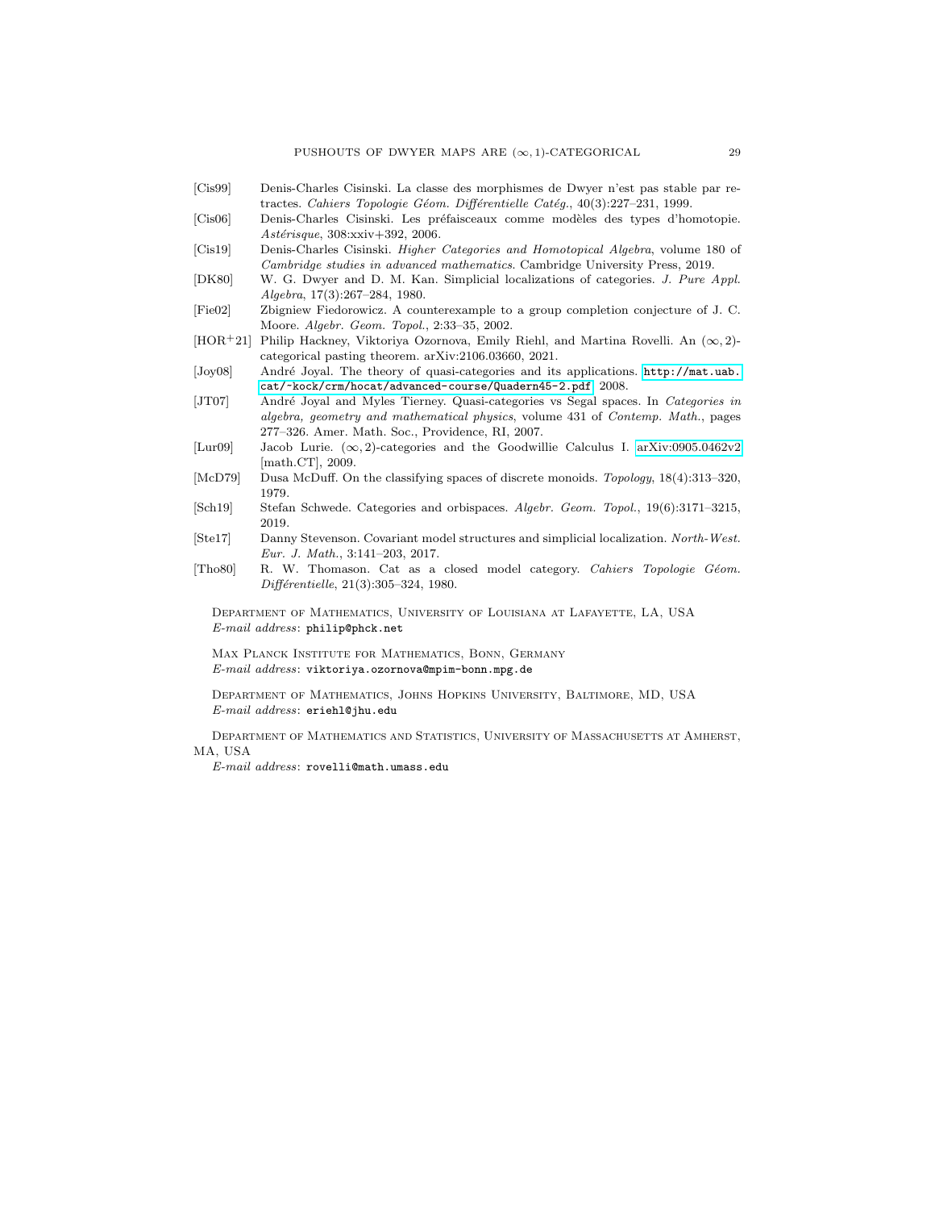[Cis99] Denis-Charles Cisinski. La classe des morphismes de Dwyer n'est pas stable par retractes. *Cahiers Topologie Géom. Différentielle Catég.*, 40(3):227–231, 1999.

[Cis06] Denis-Charles Cisinski. Les préfaisceaux comme modèles des types d'homotopie. *Astérisque*, 308:xxiv+392, 2006.

[Cis19] Denis-Charles Cisinski. *Higher Categories and Homotopical Algebra*, volume 180 of *Cambridge studies in advanced mathematics*. Cambridge University Press, 2019.

[DK80] W. G. Dwyer and D. M. Kan. Simplicial localizations of categories. *J. Pure Appl. Algebra*, 17(3):267–284, 1980.

[Fie02] Zbigniew Fiedorowicz. A counterexample to a group completion conjecture of J. C. Moore. *Algebr. Geom. Topol.*, 2:33–35, 2002.

[HOR+21] Philip Hackney, Viktoriya Ozornova, Emily Riehl, and Martina Rovelli. An $(\infty, 2)$-categorical pasting theorem. arXiv:2106.03660, 2021.

[Joy08] André Joyal. The theory of quasi-categories and its applications. http://mat.uab.cat/~kock/crm/hocat/advanced-course/Quadern45-2.pdf, 2008.

[JT07] André Joyal and Myles Tierney. Quasi-categories vs Segal spaces. In *Categories in algebra, geometry and mathematical physics*, volume 431 of *Contemp. Math.*, pages 277–326. Amer. Math. Soc., Providence, RI, 2007.

[Lur09] Jacob Lurie. $(\infty, 2)$-categories and the Goodwillie Calculus I. arXiv:0905.0462v2 [math.CT], 2009.

[McD79] Dusa McDuff. On the classifying spaces of discrete monoids. *Topology*, 18(4):313–320, 1979.

[Sch19] Stefan Schwede. Categories and orbispaces. *Algebr. Geom. Topol.*, 19(6):3171–3215, 2019.

[Ste17] Danny Stevenson. Covariant model structures and simplicial localization. *North-West. Eur. J. Math.*, 3:141–203, 2017.

[Tho80] R. W. Thomason. Cat as a closed model category. *Cahiers Topologie Géom. Différentielle*, 21(3):305–324, 1980.

Department of Mathematics, University of Louisiana at Lafayette, LA, USA
*E-mail address*: philip@phck.net

Max Planck Institute for Mathematics, Bonn, Germany
*E-mail address*: viktoriya.ozornova@mpim-bonn.mpg.de

Department of Mathematics, Johns Hopkins University, Baltimore, MD, USA
*E-mail address*: eriehl@jhu.edu

Department of Mathematics and Statistics, University of Massachusetts at Amherst, MA, USA
*E-mail address*: rovelli@math.umass.edu